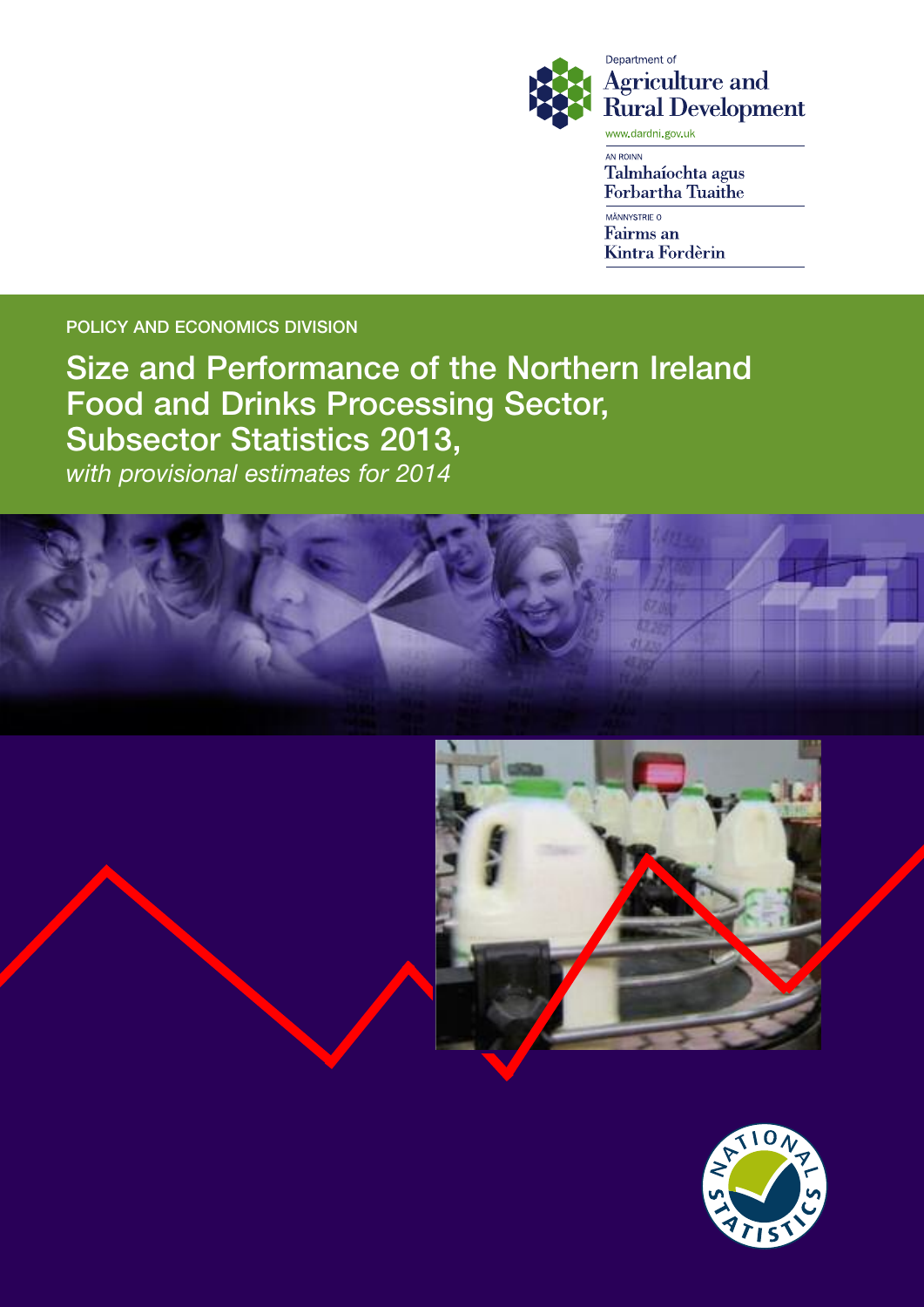Department of
Agriculture and
Rural Development

www.dardni.gov.uk

AN ROINN
Talmhaíochta agus
Forbartha Tuaithe

MÄNNYSTRIE O
Fairms an
Kintra Fordèrin

POLICY AND ECONOMICS DIVISION

# Size and Performance of the Northern Ireland Food and Drinks Processing Sector, Subsector Statistics 2013,

*with provisional estimates for 2014*

NATIONAL STATISTICS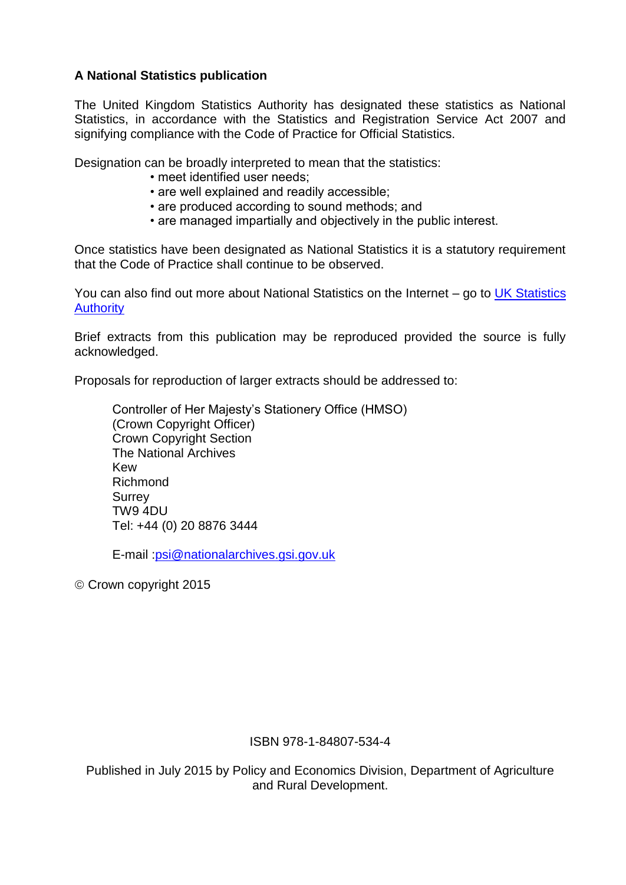**A National Statistics publication**

The United Kingdom Statistics Authority has designated these statistics as National Statistics, in accordance with the Statistics and Registration Service Act 2007 and signifying compliance with the Code of Practice for Official Statistics.

Designation can be broadly interpreted to mean that the statistics:

- meet identified user needs;
- are well explained and readily accessible;
- are produced according to sound methods; and
- are managed impartially and objectively in the public interest.

Once statistics have been designated as National Statistics it is a statutory requirement that the Code of Practice shall continue to be observed.

You can also find out more about National Statistics on the Internet – go to UK Statistics Authority

Brief extracts from this publication may be reproduced provided the source is fully acknowledged.

Proposals for reproduction of larger extracts should be addressed to:

Controller of Her Majesty's Stationery Office (HMSO)
(Crown Copyright Officer)
Crown Copyright Section
The National Archives
Kew
Richmond
Surrey
TW9 4DU
Tel: +44 (0) 20 8876 3444

E-mail :psi@nationalarchives.gsi.gov.uk

© Crown copyright 2015

ISBN 978-1-84807-534-4

Published in July 2015 by Policy and Economics Division, Department of Agriculture and Rural Development.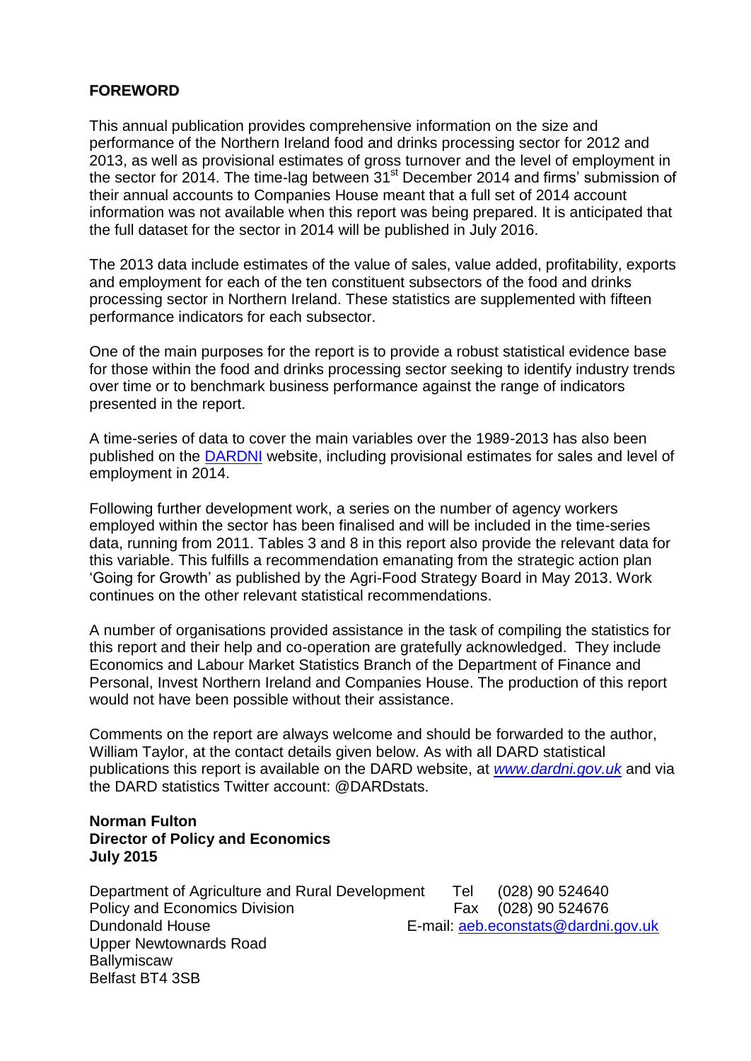## FOREWORD

This annual publication provides comprehensive information on the size and performance of the Northern Ireland food and drinks processing sector for 2012 and 2013, as well as provisional estimates of gross turnover and the level of employment in the sector for 2014. The time-lag between 31st December 2014 and firms' submission of their annual accounts to Companies House meant that a full set of 2014 account information was not available when this report was being prepared. It is anticipated that the full dataset for the sector in 2014 will be published in July 2016.

The 2013 data include estimates of the value of sales, value added, profitability, exports and employment for each of the ten constituent subsectors of the food and drinks processing sector in Northern Ireland. These statistics are supplemented with fifteen performance indicators for each subsector.

One of the main purposes for the report is to provide a robust statistical evidence base for those within the food and drinks processing sector seeking to identify industry trends over time or to benchmark business performance against the range of indicators presented in the report.

A time-series of data to cover the main variables over the 1989-2013 has also been published on the DARDNI website, including provisional estimates for sales and level of employment in 2014.

Following further development work, a series on the number of agency workers employed within the sector has been finalised and will be included in the time-series data, running from 2011. Tables 3 and 8 in this report also provide the relevant data for this variable. This fulfills a recommendation emanating from the strategic action plan 'Going for Growth' as published by the Agri-Food Strategy Board in May 2013. Work continues on the other relevant statistical recommendations.

A number of organisations provided assistance in the task of compiling the statistics for this report and their help and co-operation are gratefully acknowledged. They include Economics and Labour Market Statistics Branch of the Department of Finance and Personal, Invest Northern Ireland and Companies House. The production of this report would not have been possible without their assistance.

Comments on the report are always welcome and should be forwarded to the author, William Taylor, at the contact details given below. As with all DARD statistical publications this report is available on the DARD website, at *www.dardni.gov.uk* and via the DARD statistics Twitter account: @DARDstats.

**Norman Fulton**
**Director of Policy and Economics**
**July 2015**

Department of Agriculture and Rural Development
Policy and Economics Division
Dundonald House
Upper Newtownards Road
Ballymiscaw
Belfast BT4 3SB

Tel (028) 90 524640
Fax (028) 90 524676
E-mail: aeb.econstats@dardni.gov.uk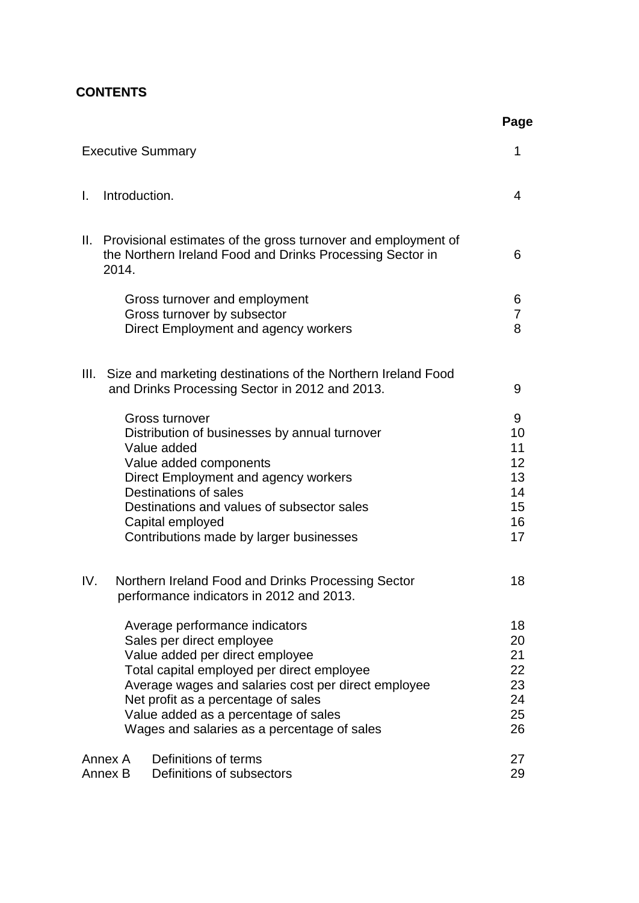# CONTENTS

| | Page |
|---|---|
| Executive Summary | 1 |
| I. Introduction. | 4 |
| II. Provisional estimates of the gross turnover and employment of the Northern Ireland Food and Drinks Processing Sector in 2014. | 6 |
| Gross turnover and employment | 6 |
| Gross turnover by subsector | 7 |
| Direct Employment and agency workers | 8 |
| III. Size and marketing destinations of the Northern Ireland Food and Drinks Processing Sector in 2012 and 2013. | 9 |
| Gross turnover | 9 |
| Distribution of businesses by annual turnover | 10 |
| Value added | 11 |
| Value added components | 12 |
| Direct Employment and agency workers | 13 |
| Destinations of sales | 14 |
| Destinations and values of subsector sales | 15 |
| Capital employed | 16 |
| Contributions made by larger businesses | 17 |
| IV. Northern Ireland Food and Drinks Processing Sector performance indicators in 2012 and 2013. | 18 |
| Average performance indicators | 18 |
| Sales per direct employee | 20 |
| Value added per direct employee | 21 |
| Total capital employed per direct employee | 22 |
| Average wages and salaries cost per direct employee | 23 |
| Net profit as a percentage of sales | 24 |
| Value added as a percentage of sales | 25 |
| Wages and salaries as a percentage of sales | 26 |
| Annex A Definitions of terms | 27 |
| Annex B Definitions of subsectors | 29 |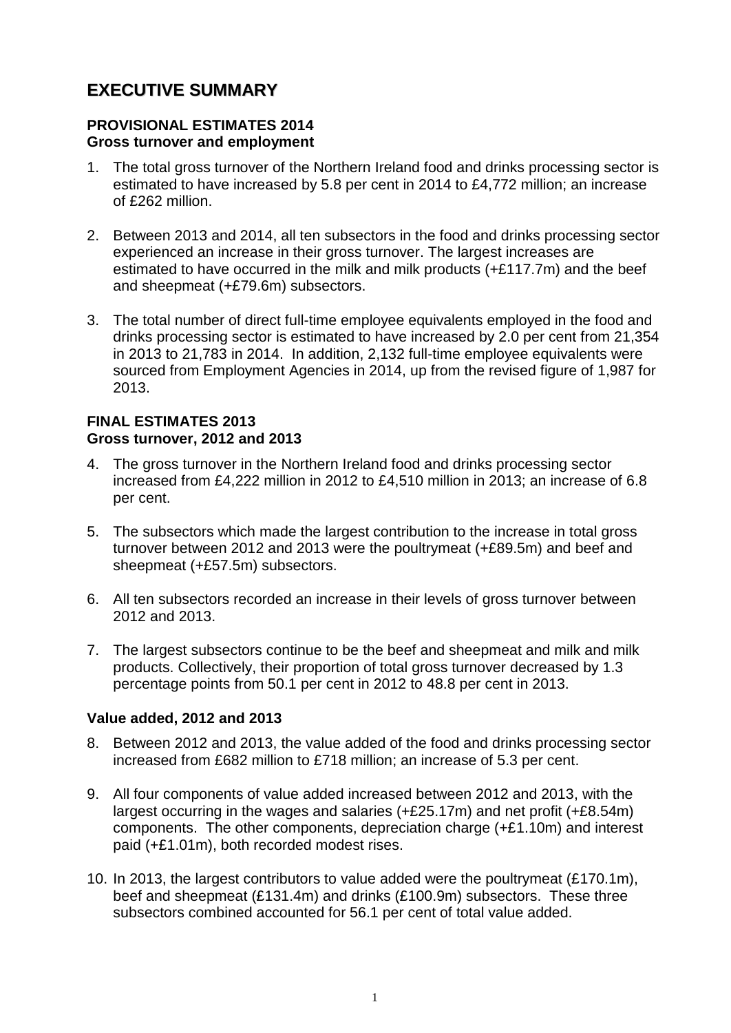# EXECUTIVE SUMMARY

**PROVISIONAL ESTIMATES 2014**
**Gross turnover and employment**

1. The total gross turnover of the Northern Ireland food and drinks processing sector is estimated to have increased by 5.8 per cent in 2014 to £4,772 million; an increase of £262 million.

2. Between 2013 and 2014, all ten subsectors in the food and drinks processing sector experienced an increase in their gross turnover. The largest increases are estimated to have occurred in the milk and milk products (+£117.7m) and the beef and sheepmeat (+£79.6m) subsectors.

3. The total number of direct full-time employee equivalents employed in the food and drinks processing sector is estimated to have increased by 2.0 per cent from 21,354 in 2013 to 21,783 in 2014. In addition, 2,132 full-time employee equivalents were sourced from Employment Agencies in 2014, up from the revised figure of 1,987 for 2013.

**FINAL ESTIMATES 2013**
**Gross turnover, 2012 and 2013**

4. The gross turnover in the Northern Ireland food and drinks processing sector increased from £4,222 million in 2012 to £4,510 million in 2013; an increase of 6.8 per cent.

5. The subsectors which made the largest contribution to the increase in total gross turnover between 2012 and 2013 were the poultrymeat (+£89.5m) and beef and sheepmeat (+£57.5m) subsectors.

6. All ten subsectors recorded an increase in their levels of gross turnover between 2012 and 2013.

7. The largest subsectors continue to be the beef and sheepmeat and milk and milk products. Collectively, their proportion of total gross turnover decreased by 1.3 percentage points from 50.1 per cent in 2012 to 48.8 per cent in 2013.

**Value added, 2012 and 2013**

8. Between 2012 and 2013, the value added of the food and drinks processing sector increased from £682 million to £718 million; an increase of 5.3 per cent.

9. All four components of value added increased between 2012 and 2013, with the largest occurring in the wages and salaries (+£25.17m) and net profit (+£8.54m) components. The other components, depreciation charge (+£1.10m) and interest paid (+£1.01m), both recorded modest rises.

10. In 2013, the largest contributors to value added were the poultrymeat (£170.1m), beef and sheepmeat (£131.4m) and drinks (£100.9m) subsectors. These three subsectors combined accounted for 56.1 per cent of total value added.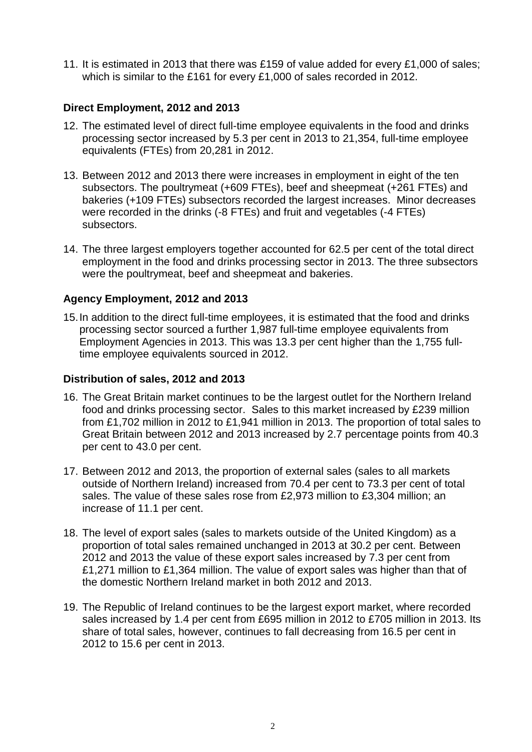11. It is estimated in 2013 that there was £159 of value added for every £1,000 of sales; which is similar to the £161 for every £1,000 of sales recorded in 2012.

### Direct Employment, 2012 and 2013

12. The estimated level of direct full-time employee equivalents in the food and drinks processing sector increased by 5.3 per cent in 2013 to 21,354, full-time employee equivalents (FTEs) from 20,281 in 2012.

13. Between 2012 and 2013 there were increases in employment in eight of the ten subsectors. The poultrymeat (+609 FTEs), beef and sheepmeat (+261 FTEs) and bakeries (+109 FTEs) subsectors recorded the largest increases. Minor decreases were recorded in the drinks (-8 FTEs) and fruit and vegetables (-4 FTEs) subsectors.

14. The three largest employers together accounted for 62.5 per cent of the total direct employment in the food and drinks processing sector in 2013. The three subsectors were the poultrymeat, beef and sheepmeat and bakeries.

### Agency Employment, 2012 and 2013

15. In addition to the direct full-time employees, it is estimated that the food and drinks processing sector sourced a further 1,987 full-time employee equivalents from Employment Agencies in 2013. This was 13.3 per cent higher than the 1,755 full-time employee equivalents sourced in 2012.

### Distribution of sales, 2012 and 2013

16. The Great Britain market continues to be the largest outlet for the Northern Ireland food and drinks processing sector. Sales to this market increased by £239 million from £1,702 million in 2012 to £1,941 million in 2013. The proportion of total sales to Great Britain between 2012 and 2013 increased by 2.7 percentage points from 40.3 per cent to 43.0 per cent.

17. Between 2012 and 2013, the proportion of external sales (sales to all markets outside of Northern Ireland) increased from 70.4 per cent to 73.3 per cent of total sales. The value of these sales rose from £2,973 million to £3,304 million; an increase of 11.1 per cent.

18. The level of export sales (sales to markets outside of the United Kingdom) as a proportion of total sales remained unchanged in 2013 at 30.2 per cent. Between 2012 and 2013 the value of these export sales increased by 7.3 per cent from £1,271 million to £1,364 million. The value of export sales was higher than that of the domestic Northern Ireland market in both 2012 and 2013.

19. The Republic of Ireland continues to be the largest export market, where recorded sales increased by 1.4 per cent from £695 million in 2012 to £705 million in 2013. Its share of total sales, however, continues to fall decreasing from 16.5 per cent in 2012 to 15.6 per cent in 2013.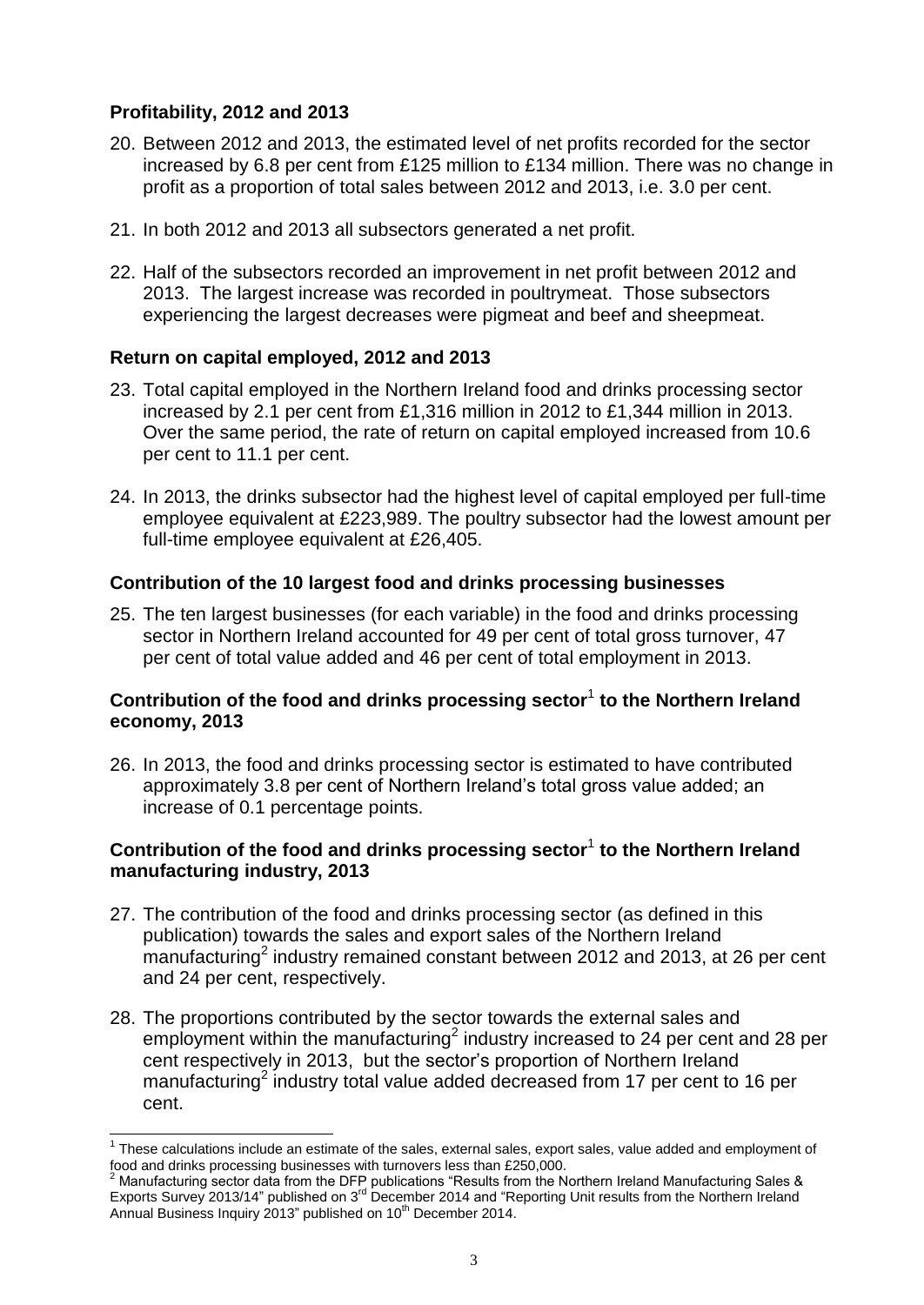### Profitability, 2012 and 2013

20. Between 2012 and 2013, the estimated level of net profits recorded for the sector increased by 6.8 per cent from £125 million to £134 million. There was no change in profit as a proportion of total sales between 2012 and 2013, i.e. 3.0 per cent.

21. In both 2012 and 2013 all subsectors generated a net profit.

22. Half of the subsectors recorded an improvement in net profit between 2012 and 2013. The largest increase was recorded in poultrymeat. Those subsectors experiencing the largest decreases were pigmeat and beef and sheepmeat.

### Return on capital employed, 2012 and 2013

23. Total capital employed in the Northern Ireland food and drinks processing sector increased by 2.1 per cent from £1,316 million in 2012 to £1,344 million in 2013. Over the same period, the rate of return on capital employed increased from 10.6 per cent to 11.1 per cent.

24. In 2013, the drinks subsector had the highest level of capital employed per full-time employee equivalent at £223,989. The poultry subsector had the lowest amount per full-time employee equivalent at £26,405.

### Contribution of the 10 largest food and drinks processing businesses

25. The ten largest businesses (for each variable) in the food and drinks processing sector in Northern Ireland accounted for 49 per cent of total gross turnover, 47 per cent of total value added and 46 per cent of total employment in 2013.

### Contribution of the food and drinks processing sector[1] to the Northern Ireland economy, 2013

26. In 2013, the food and drinks processing sector is estimated to have contributed approximately 3.8 per cent of Northern Ireland's total gross value added; an increase of 0.1 percentage points.

### Contribution of the food and drinks processing sector[1] to the Northern Ireland manufacturing industry, 2013

27. The contribution of the food and drinks processing sector (as defined in this publication) towards the sales and export sales of the Northern Ireland manufacturing[2] industry remained constant between 2012 and 2013, at 26 per cent and 24 per cent, respectively.

28. The proportions contributed by the sector towards the external sales and employment within the manufacturing[2] industry increased to 24 per cent and 28 per cent respectively in 2013, but the sector's proportion of Northern Ireland manufacturing[2] industry total value added decreased from 17 per cent to 16 per cent.

---

[1] These calculations include an estimate of the sales, external sales, export sales, value added and employment of food and drinks processing businesses with turnovers less than £250,000.

[2] Manufacturing sector data from the DFP publications "Results from the Northern Ireland Manufacturing Sales & Exports Survey 2013/14" published on 3rd December 2014 and "Reporting Unit results from the Northern Ireland Annual Business Inquiry 2013" published on 10th December 2014.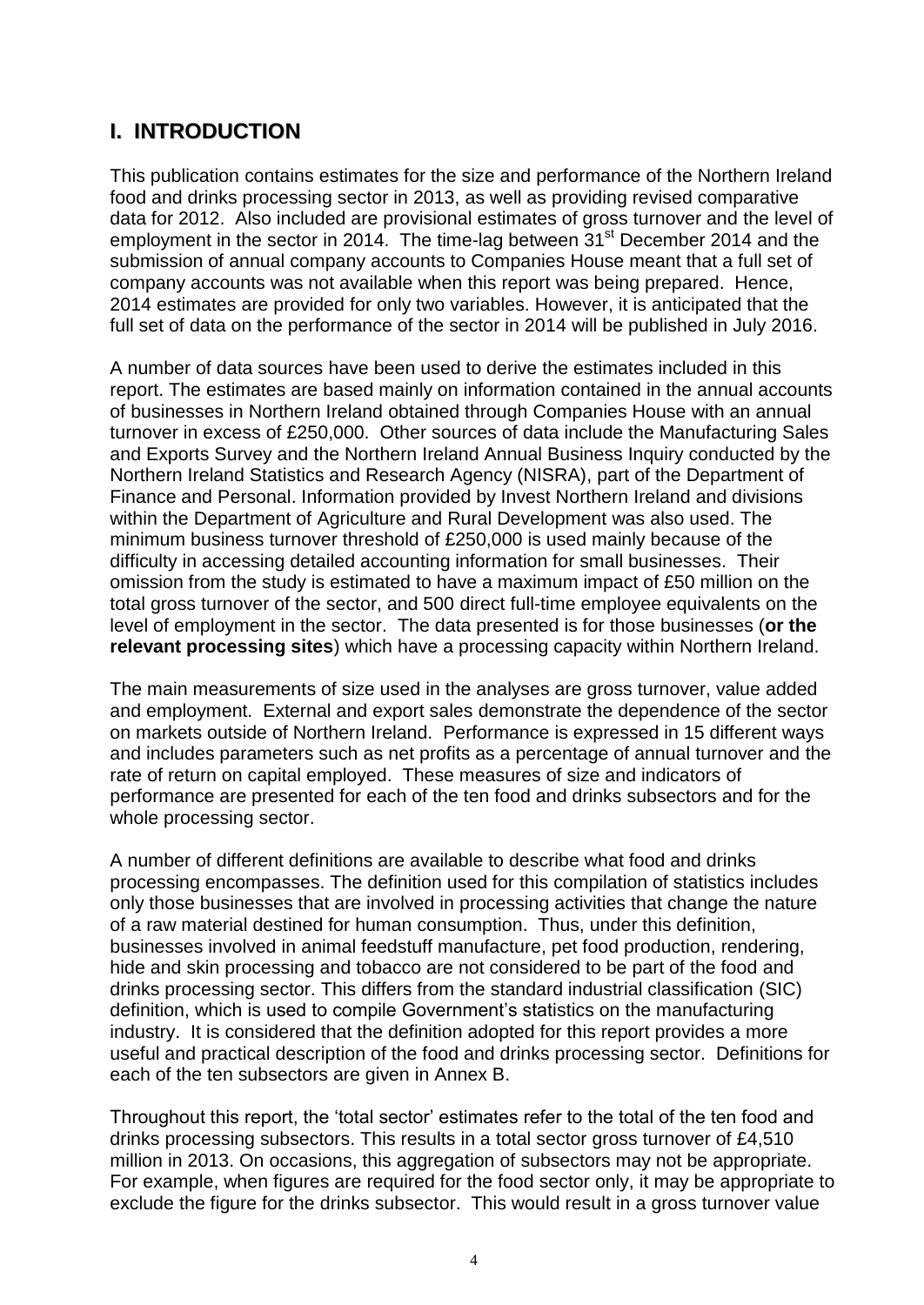# I. INTRODUCTION

This publication contains estimates for the size and performance of the Northern Ireland food and drinks processing sector in 2013, as well as providing revised comparative data for 2012. Also included are provisional estimates of gross turnover and the level of employment in the sector in 2014. The time-lag between 31st December 2014 and the submission of annual company accounts to Companies House meant that a full set of company accounts was not available when this report was being prepared. Hence, 2014 estimates are provided for only two variables. However, it is anticipated that the full set of data on the performance of the sector in 2014 will be published in July 2016.

A number of data sources have been used to derive the estimates included in this report. The estimates are based mainly on information contained in the annual accounts of businesses in Northern Ireland obtained through Companies House with an annual turnover in excess of £250,000. Other sources of data include the Manufacturing Sales and Exports Survey and the Northern Ireland Annual Business Inquiry conducted by the Northern Ireland Statistics and Research Agency (NISRA), part of the Department of Finance and Personal. Information provided by Invest Northern Ireland and divisions within the Department of Agriculture and Rural Development was also used. The minimum business turnover threshold of £250,000 is used mainly because of the difficulty in accessing detailed accounting information for small businesses. Their omission from the study is estimated to have a maximum impact of £50 million on the total gross turnover of the sector, and 500 direct full-time employee equivalents on the level of employment in the sector. The data presented is for those businesses (**or the relevant processing sites**) which have a processing capacity within Northern Ireland.

The main measurements of size used in the analyses are gross turnover, value added and employment. External and export sales demonstrate the dependence of the sector on markets outside of Northern Ireland. Performance is expressed in 15 different ways and includes parameters such as net profits as a percentage of annual turnover and the rate of return on capital employed. These measures of size and indicators of performance are presented for each of the ten food and drinks subsectors and for the whole processing sector.

A number of different definitions are available to describe what food and drinks processing encompasses. The definition used for this compilation of statistics includes only those businesses that are involved in processing activities that change the nature of a raw material destined for human consumption. Thus, under this definition, businesses involved in animal feedstuff manufacture, pet food production, rendering, hide and skin processing and tobacco are not considered to be part of the food and drinks processing sector. This differs from the standard industrial classification (SIC) definition, which is used to compile Government's statistics on the manufacturing industry. It is considered that the definition adopted for this report provides a more useful and practical description of the food and drinks processing sector. Definitions for each of the ten subsectors are given in Annex B.

Throughout this report, the 'total sector' estimates refer to the total of the ten food and drinks processing subsectors. This results in a total sector gross turnover of £4,510 million in 2013. On occasions, this aggregation of subsectors may not be appropriate. For example, when figures are required for the food sector only, it may be appropriate to exclude the figure for the drinks subsector. This would result in a gross turnover value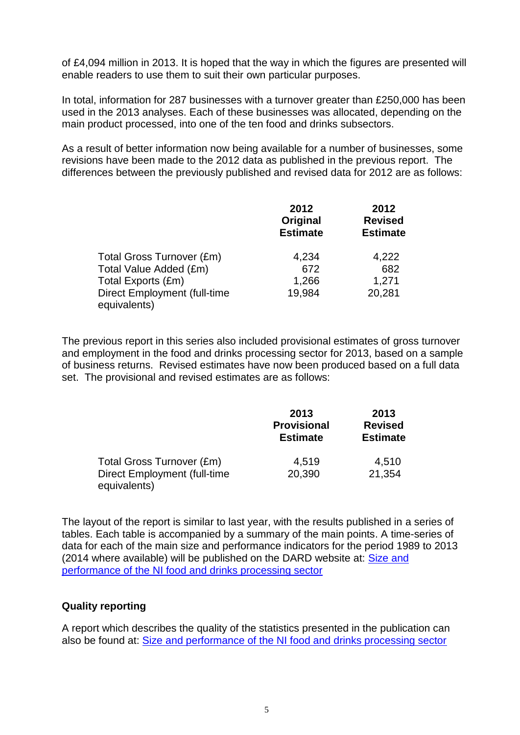of £4,094 million in 2013. It is hoped that the way in which the figures are presented will enable readers to use them to suit their own particular purposes.

In total, information for 287 businesses with a turnover greater than £250,000 has been used in the 2013 analyses. Each of these businesses was allocated, depending on the main product processed, into one of the ten food and drinks subsectors.

As a result of better information now being available for a number of businesses, some revisions have been made to the 2012 data as published in the previous report. The differences between the previously published and revised data for 2012 are as follows:

| | 2012 Original Estimate | 2012 Revised Estimate |
|---|---|---|
| Total Gross Turnover (£m) | 4,234 | 4,222 |
| Total Value Added (£m) | 672 | 682 |
| Total Exports (£m) | 1,266 | 1,271 |
| Direct Employment (full-time equivalents) | 19,984 | 20,281 |

The previous report in this series also included provisional estimates of gross turnover and employment in the food and drinks processing sector for 2013, based on a sample of business returns. Revised estimates have now been produced based on a full data set. The provisional and revised estimates are as follows:

| | 2013 Provisional Estimate | 2013 Revised Estimate |
|---|---|---|
| Total Gross Turnover (£m) | 4,519 | 4,510 |
| Direct Employment (full-time equivalents) | 20,390 | 21,354 |

The layout of the report is similar to last year, with the results published in a series of tables. Each table is accompanied by a summary of the main points. A time-series of data for each of the main size and performance indicators for the period 1989 to 2013 (2014 where available) will be published on the DARD website at: Size and performance of the NI food and drinks processing sector

**Quality reporting**

A report which describes the quality of the statistics presented in the publication can also be found at: Size and performance of the NI food and drinks processing sector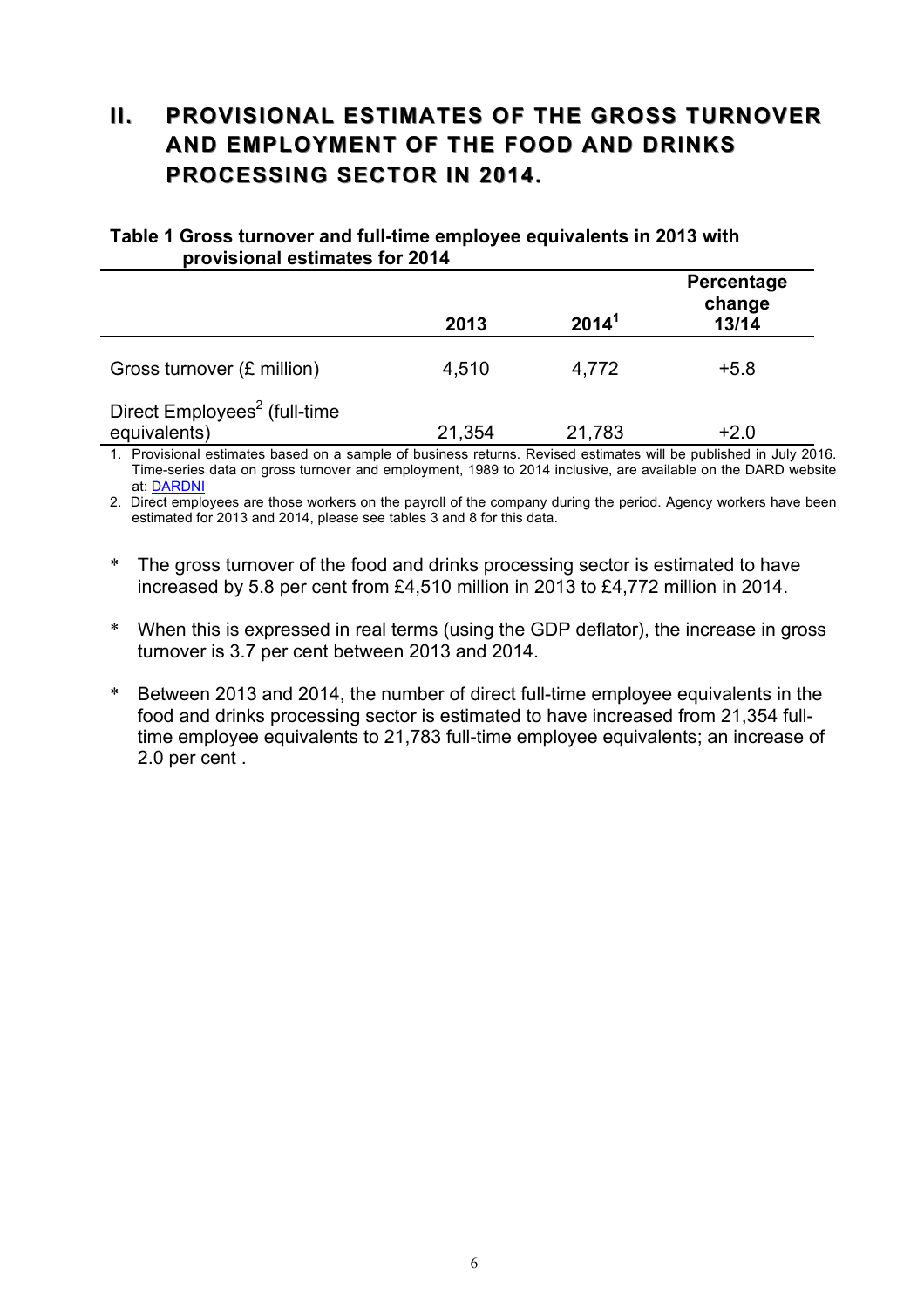## II. PROVISIONAL ESTIMATES OF THE GROSS TURNOVER AND EMPLOYMENT OF THE FOOD AND DRINKS PROCESSING SECTOR IN 2014.

**Table 1 Gross turnover and full-time employee equivalents in 2013 with provisional estimates for 2014**

| | 2013 | 2014[1] | Percentage change 13/14 |
|---|---|---|---|
| Gross turnover (£ million) | 4,510 | 4,772 | +5.8 |
| Direct Employees[2] (full-time equivalents) | 21,354 | 21,783 | +2.0 |

1. Provisional estimates based on a sample of business returns. Revised estimates will be published in July 2016. Time-series data on gross turnover and employment, 1989 to 2014 inclusive, are available on the DARD website at: DARDNI
2. Direct employees are those workers on the payroll of the company during the period. Agency workers have been estimated for 2013 and 2014, please see tables 3 and 8 for this data.

* The gross turnover of the food and drinks processing sector is estimated to have increased by 5.8 per cent from £4,510 million in 2013 to £4,772 million in 2014.

* When this is expressed in real terms (using the GDP deflator), the increase in gross turnover is 3.7 per cent between 2013 and 2014.

* Between 2013 and 2014, the number of direct full-time employee equivalents in the food and drinks processing sector is estimated to have increased from 21,354 full-time employee equivalents to 21,783 full-time employee equivalents; an increase of 2.0 per cent .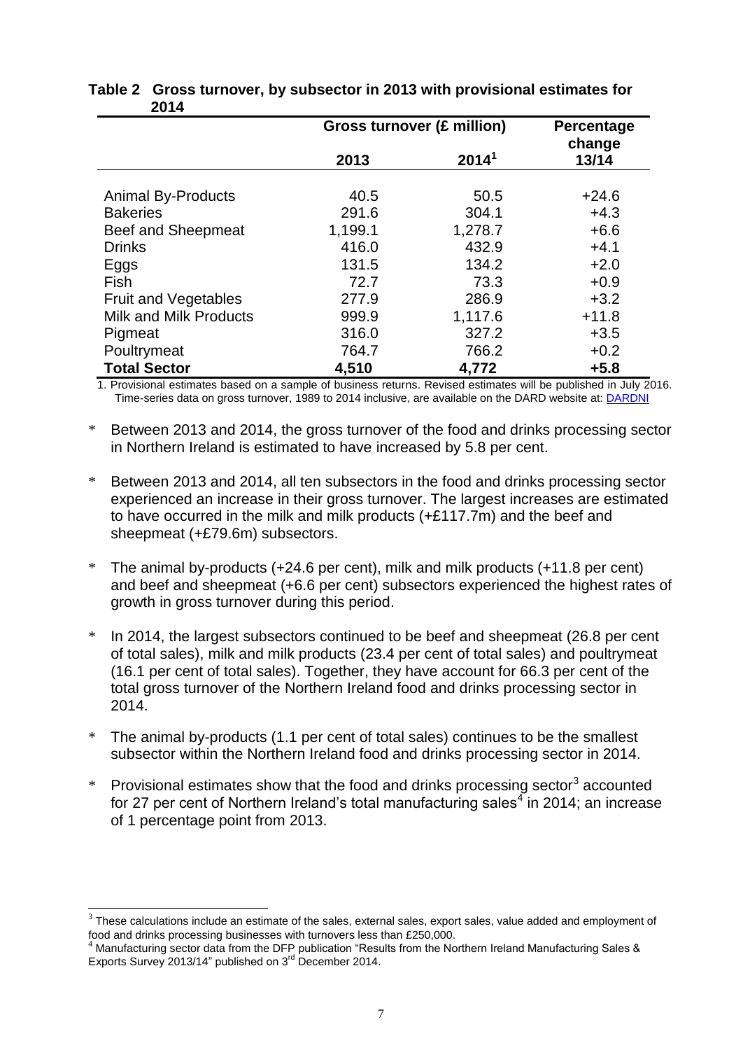**Table 2 Gross turnover, by subsector in 2013 with provisional estimates for 2014**

| | Gross turnover (£ million) | | Percentage change |
|---|---|---|---|
| | 2013 | 2014[1] | 13/14 |
| Animal By-Products | 40.5 | 50.5 | +24.6 |
| Bakeries | 291.6 | 304.1 | +4.3 |
| Beef and Sheepmeat | 1,199.1 | 1,278.7 | +6.6 |
| Drinks | 416.0 | 432.9 | +4.1 |
| Eggs | 131.5 | 134.2 | +2.0 |
| Fish | 72.7 | 73.3 | +0.9 |
| Fruit and Vegetables | 277.9 | 286.9 | +3.2 |
| Milk and Milk Products | 999.9 | 1,117.6 | +11.8 |
| Pigmeat | 316.0 | 327.2 | +3.5 |
| Poultrymeat | 764.7 | 766.2 | +0.2 |
| **Total Sector** | **4,510** | **4,772** | **+5.8** |

1. Provisional estimates based on a sample of business returns. Revised estimates will be published in July 2016. Time-series data on gross turnover, 1989 to 2014 inclusive, are available on the DARD website at: DARDNI

* Between 2013 and 2014, the gross turnover of the food and drinks processing sector in Northern Ireland is estimated to have increased by 5.8 per cent.

* Between 2013 and 2014, all ten subsectors in the food and drinks processing sector experienced an increase in their gross turnover. The largest increases are estimated to have occurred in the milk and milk products (+£117.7m) and the beef and sheepmeat (+£79.6m) subsectors.

* The animal by-products (+24.6 per cent), milk and milk products (+11.8 per cent) and beef and sheepmeat (+6.6 per cent) subsectors experienced the highest rates of growth in gross turnover during this period.

* In 2014, the largest subsectors continued to be beef and sheepmeat (26.8 per cent of total sales), milk and milk products (23.4 per cent of total sales) and poultrymeat (16.1 per cent of total sales). Together, they have account for 66.3 per cent of the total gross turnover of the Northern Ireland food and drinks processing sector in 2014.

* The animal by-products (1.1 per cent of total sales) continues to be the smallest subsector within the Northern Ireland food and drinks processing sector in 2014.

* Provisional estimates show that the food and drinks processing sector[3] accounted for 27 per cent of Northern Ireland's total manufacturing sales[4] in 2014; an increase of 1 percentage point from 2013.

---

[3] These calculations include an estimate of the sales, external sales, export sales, value added and employment of food and drinks processing businesses with turnovers less than £250,000.

[4] Manufacturing sector data from the DFP publication "Results from the Northern Ireland Manufacturing Sales & Exports Survey 2013/14" published on 3rd December 2014.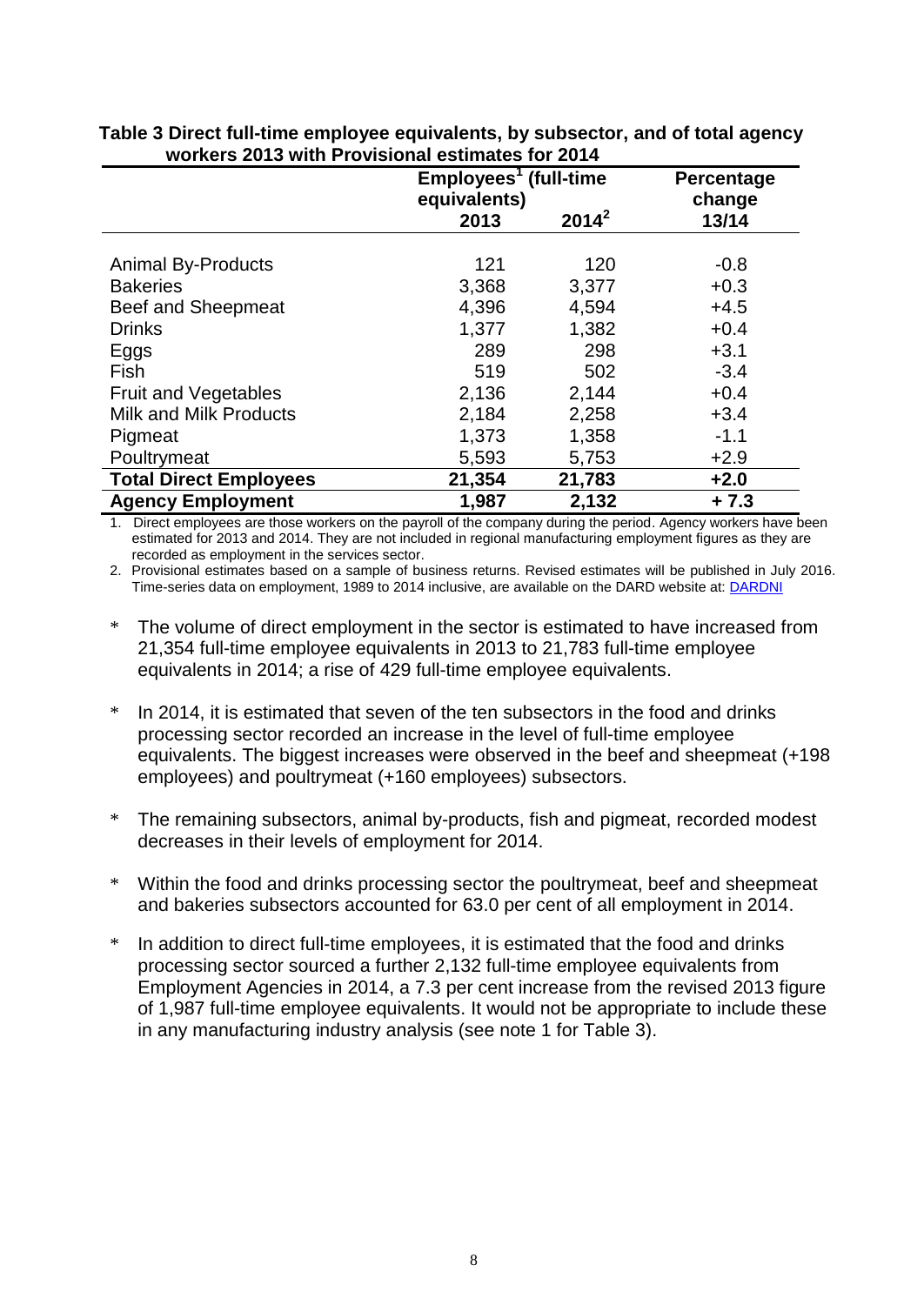**Table 3 Direct full-time employee equivalents, by subsector, and of total agency workers 2013 with Provisional estimates for 2014**

| | Employees[1] (full-time equivalents) | | Percentage change |
|---|---|---|---|
| | 2013 | 2014[2] | 13/14 |
| Animal By-Products | 121 | 120 | -0.8 |
| Bakeries | 3,368 | 3,377 | +0.3 |
| Beef and Sheepmeat | 4,396 | 4,594 | +4.5 |
| Drinks | 1,377 | 1,382 | +0.4 |
| Eggs | 289 | 298 | +3.1 |
| Fish | 519 | 502 | -3.4 |
| Fruit and Vegetables | 2,136 | 2,144 | +0.4 |
| Milk and Milk Products | 2,184 | 2,258 | +3.4 |
| Pigmeat | 1,373 | 1,358 | -1.1 |
| Poultrymeat | 5,593 | 5,753 | +2.9 |
| **Total Direct Employees** | **21,354** | **21,783** | **+2.0** |
| **Agency Employment** | **1,987** | **2,132** | **+ 7.3** |

1. Direct employees are those workers on the payroll of the company during the period. Agency workers have been estimated for 2013 and 2014. They are not included in regional manufacturing employment figures as they are recorded as employment in the services sector.
2. Provisional estimates based on a sample of business returns. Revised estimates will be published in July 2016. Time-series data on employment, 1989 to 2014 inclusive, are available on the DARD website at: DARDNI

- The volume of direct employment in the sector is estimated to have increased from 21,354 full-time employee equivalents in 2013 to 21,783 full-time employee equivalents in 2014; a rise of 429 full-time employee equivalents.

- In 2014, it is estimated that seven of the ten subsectors in the food and drinks processing sector recorded an increase in the level of full-time employee equivalents. The biggest increases were observed in the beef and sheepmeat (+198 employees) and poultrymeat (+160 employees) subsectors.

- The remaining subsectors, animal by-products, fish and pigmeat, recorded modest decreases in their levels of employment for 2014.

- Within the food and drinks processing sector the poultrymeat, beef and sheepmeat and bakeries subsectors accounted for 63.0 per cent of all employment in 2014.

- In addition to direct full-time employees, it is estimated that the food and drinks processing sector sourced a further 2,132 full-time employee equivalents from Employment Agencies in 2014, a 7.3 per cent increase from the revised 2013 figure of 1,987 full-time employee equivalents. It would not be appropriate to include these in any manufacturing industry analysis (see note 1 for Table 3).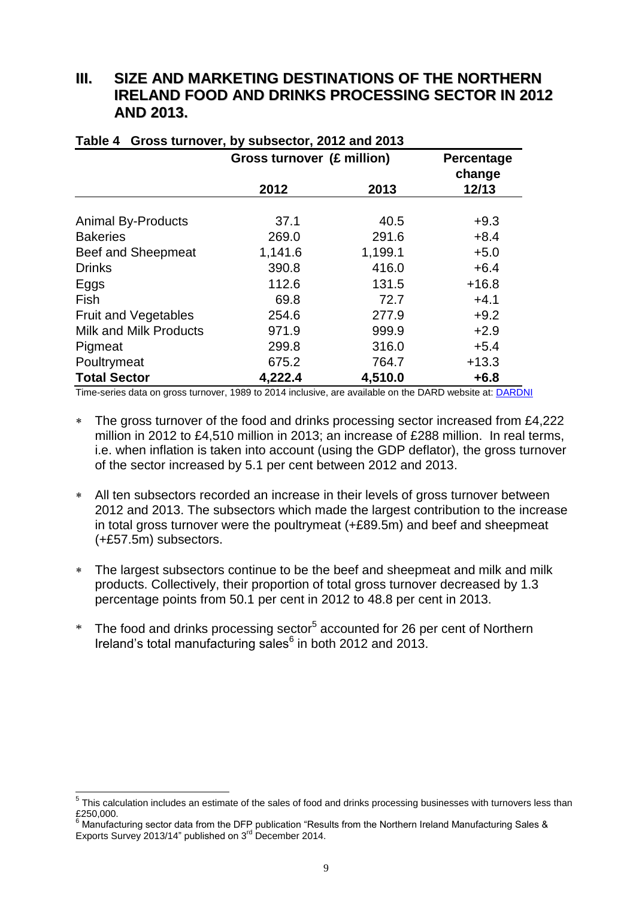## III. SIZE AND MARKETING DESTINATIONS OF THE NORTHERN IRELAND FOOD AND DRINKS PROCESSING SECTOR IN 2012 AND 2013.

**Table 4 Gross turnover, by subsector, 2012 and 2013**

| | Gross turnover (£ million) | | Percentage change |
|---|---|---|---|
| | **2012** | **2013** | **12/13** |
| Animal By-Products | 37.1 | 40.5 | +9.3 |
| Bakeries | 269.0 | 291.6 | +8.4 |
| Beef and Sheepmeat | 1,141.6 | 1,199.1 | +5.0 |
| Drinks | 390.8 | 416.0 | +6.4 |
| Eggs | 112.6 | 131.5 | +16.8 |
| Fish | 69.8 | 72.7 | +4.1 |
| Fruit and Vegetables | 254.6 | 277.9 | +9.2 |
| Milk and Milk Products | 971.9 | 999.9 | +2.9 |
| Pigmeat | 299.8 | 316.0 | +5.4 |
| Poultrymeat | 675.2 | 764.7 | +13.3 |
| **Total Sector** | **4,222.4** | **4,510.0** | **+6.8** |

Time-series data on gross turnover, 1989 to 2014 inclusive, are available on the DARD website at: DARDNI

- The gross turnover of the food and drinks processing sector increased from £4,222 million in 2012 to £4,510 million in 2013; an increase of £288 million. In real terms, i.e. when inflation is taken into account (using the GDP deflator), the gross turnover of the sector increased by 5.1 per cent between 2012 and 2013.
- All ten subsectors recorded an increase in their levels of gross turnover between 2012 and 2013. The subsectors which made the largest contribution to the increase in total gross turnover were the poultrymeat (+£89.5m) and beef and sheepmeat (+£57.5m) subsectors.
- The largest subsectors continue to be the beef and sheepmeat and milk and milk products. Collectively, their proportion of total gross turnover decreased by 1.3 percentage points from 50.1 per cent in 2012 to 48.8 per cent in 2013.
- The food and drinks processing sector[5] accounted for 26 per cent of Northern Ireland's total manufacturing sales[6] in both 2012 and 2013.

[5] This calculation includes an estimate of the sales of food and drinks processing businesses with turnovers less than £250,000.

[6] Manufacturing sector data from the DFP publication "Results from the Northern Ireland Manufacturing Sales & Exports Survey 2013/14" published on 3rd December 2014.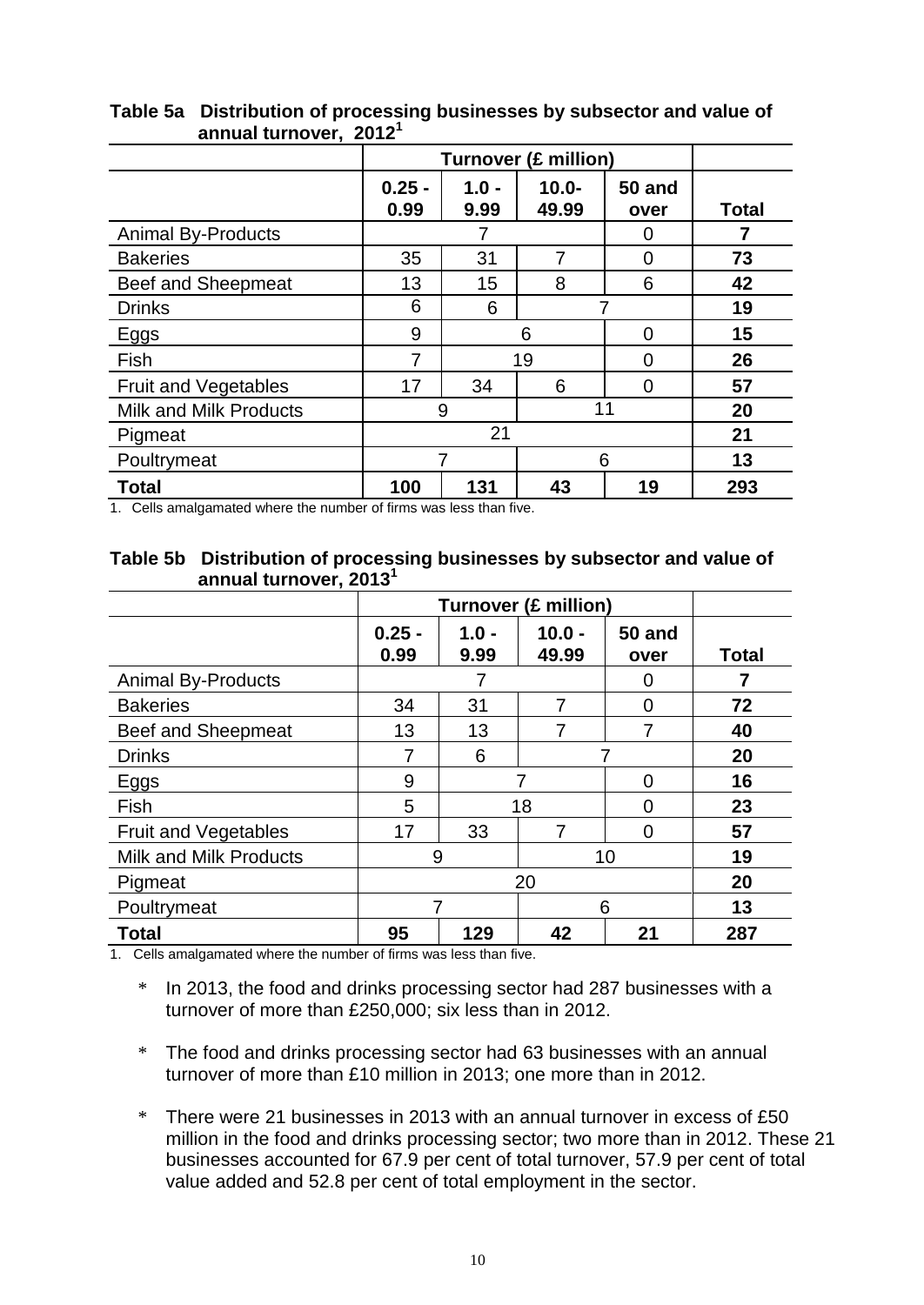**Table 5a Distribution of processing businesses by subsector and value of annual turnover, 2012[1]**

| | Turnover (£ million) | | | | |
|---|---|---|---|---|---|
| | 0.25 - 0.99 | 1.0 - 9.99 | 10.0- 49.99 | 50 and over | Total |
| Animal By-Products | 7 | | | 0 | **7** |
| Bakeries | 35 | 31 | 7 | 0 | **73** |
| Beef and Sheepmeat | 13 | 15 | 8 | 6 | **42** |
| Drinks | 6 | 6 | 7 | | **19** |
| Eggs | 9 | 6 | | 0 | **15** |
| Fish | 7 | 19 | | 0 | **26** |
| Fruit and Vegetables | 17 | 34 | 6 | 0 | **57** |
| Milk and Milk Products | 9 | | 11 | | **20** |
| Pigmeat | 21 | | | | **21** |
| Poultrymeat | 7 | | 6 | | **13** |
| **Total** | **100** | **131** | **43** | **19** | **293** |

1. Cells amalgamated where the number of firms was less than five.

**Table 5b Distribution of processing businesses by subsector and value of annual turnover, 2013[1]**

| | Turnover (£ million) | | | | |
|---|---|---|---|---|---|
| | 0.25 - 0.99 | 1.0 - 9.99 | 10.0 - 49.99 | 50 and over | Total |
| Animal By-Products | 7 | | | 0 | **7** |
| Bakeries | 34 | 31 | 7 | 0 | **72** |
| Beef and Sheepmeat | 13 | 13 | 7 | 7 | **40** |
| Drinks | 7 | 6 | 7 | | **20** |
| Eggs | 9 | 7 | | 0 | **16** |
| Fish | 5 | 18 | | 0 | **23** |
| Fruit and Vegetables | 17 | 33 | 7 | 0 | **57** |
| Milk and Milk Products | 9 | | 10 | | **19** |
| Pigmeat | 20 | | | | **20** |
| Poultrymeat | 7 | | 6 | | **13** |
| **Total** | **95** | **129** | **42** | **21** | **287** |

1. Cells amalgamated where the number of firms was less than five.

* In 2013, the food and drinks processing sector had 287 businesses with a turnover of more than £250,000; six less than in 2012.

* The food and drinks processing sector had 63 businesses with an annual turnover of more than £10 million in 2013; one more than in 2012.

* There were 21 businesses in 2013 with an annual turnover in excess of £50 million in the food and drinks processing sector; two more than in 2012. These 21 businesses accounted for 67.9 per cent of total turnover, 57.9 per cent of total value added and 52.8 per cent of total employment in the sector.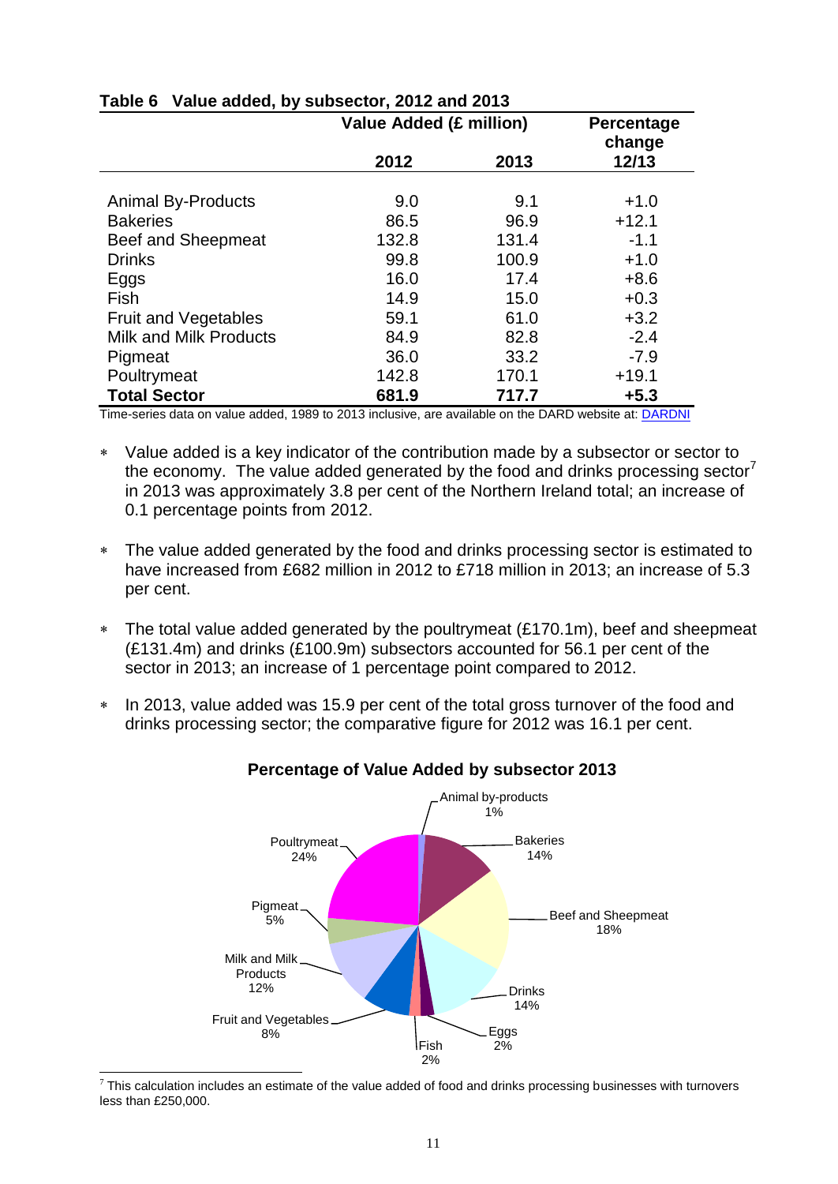**Table 6 Value added, by subsector, 2012 and 2013**

| | Value Added (£ million) | | Percentage change |
|---|---|---|---|
| | 2012 | 2013 | 12/13 |
| Animal By-Products | 9.0 | 9.1 | +1.0 |
| Bakeries | 86.5 | 96.9 | +12.1 |
| Beef and Sheepmeat | 132.8 | 131.4 | -1.1 |
| Drinks | 99.8 | 100.9 | +1.0 |
| Eggs | 16.0 | 17.4 | +8.6 |
| Fish | 14.9 | 15.0 | +0.3 |
| Fruit and Vegetables | 59.1 | 61.0 | +3.2 |
| Milk and Milk Products | 84.9 | 82.8 | -2.4 |
| Pigmeat | 36.0 | 33.2 | -7.9 |
| Poultrymeat | 142.8 | 170.1 | +19.1 |
| **Total Sector** | **681.9** | **717.7** | **+5.3** |

Time-series data on value added, 1989 to 2013 inclusive, are available on the DARD website at: [DARDNI](DARDNI)

* Value added is a key indicator of the contribution made by a subsector or sector to the economy. The value added generated by the food and drinks processing sector[7] in 2013 was approximately 3.8 per cent of the Northern Ireland total; an increase of 0.1 percentage points from 2012.
* The value added generated by the food and drinks processing sector is estimated to have increased from £682 million in 2012 to £718 million in 2013; an increase of 5.3 per cent.
* The total value added generated by the poultrymeat (£170.1m), beef and sheepmeat (£131.4m) and drinks (£100.9m) subsectors accounted for 56.1 per cent of the sector in 2013; an increase of 1 percentage point compared to 2012.
* In 2013, value added was 15.9 per cent of the total gross turnover of the food and drinks processing sector; the comparative figure for 2012 was 16.1 per cent.

**Percentage of Value Added by subsector 2013**

Animal by-products 1%; Bakeries 14%; Beef and Sheepmeat 18%; Drinks 14%; Eggs 2%; Fish 2%; Fruit and Vegetables 8%; Milk and Milk Products 12%; Pigmeat 5%; Poultrymeat 24%

[7] This calculation includes an estimate of the value added of food and drinks processing businesses with turnovers less than £250,000.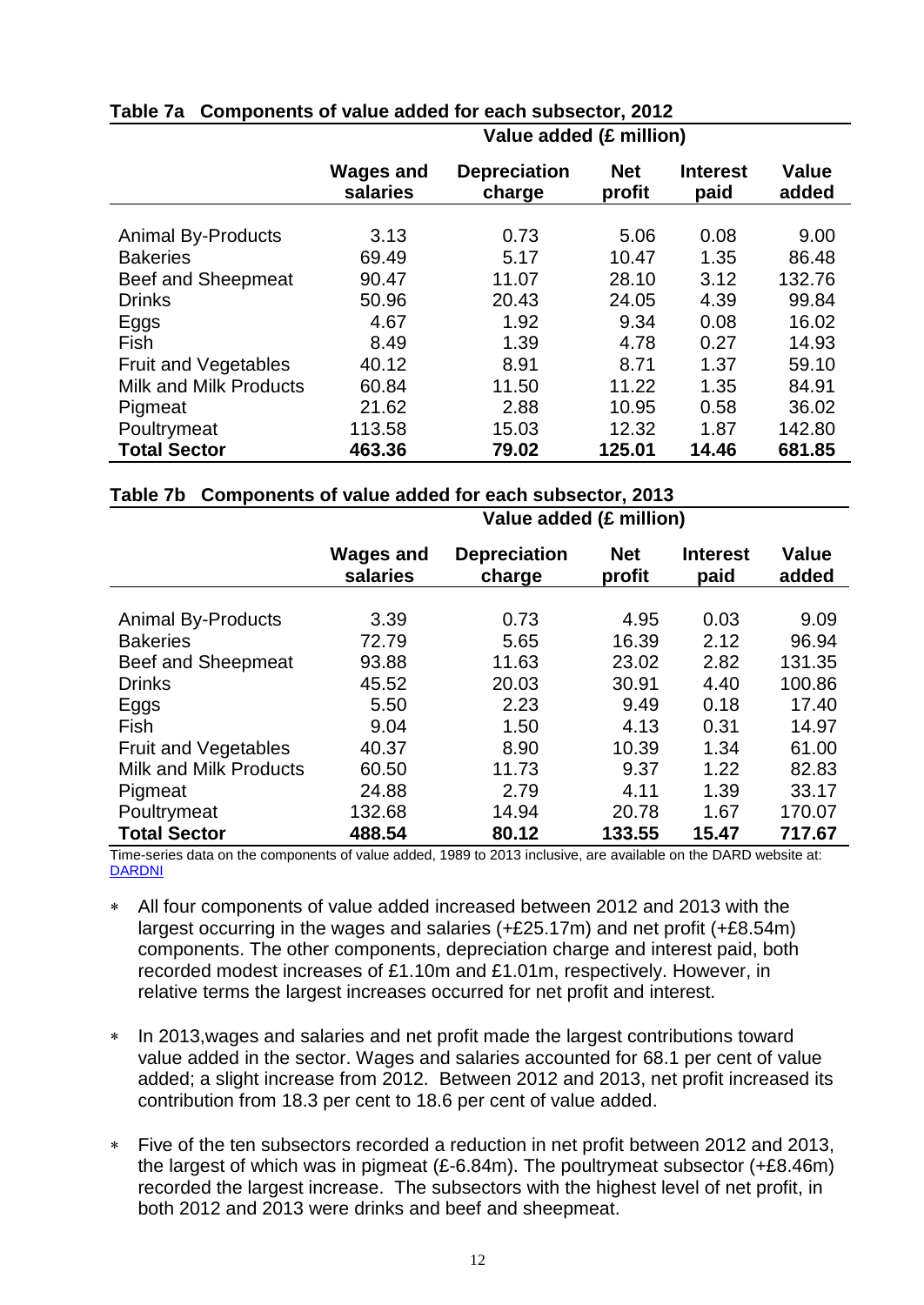### Table 7a Components of value added for each subsector, 2012

| | Value added (£ million) | | | | |
|---|---|---|---|---|---|
| | **Wages and salaries** | **Depreciation charge** | **Net profit** | **Interest paid** | **Value added** |
| Animal By-Products | 3.13 | 0.73 | 5.06 | 0.08 | 9.00 |
| Bakeries | 69.49 | 5.17 | 10.47 | 1.35 | 86.48 |
| Beef and Sheepmeat | 90.47 | 11.07 | 28.10 | 3.12 | 132.76 |
| Drinks | 50.96 | 20.43 | 24.05 | 4.39 | 99.84 |
| Eggs | 4.67 | 1.92 | 9.34 | 0.08 | 16.02 |
| Fish | 8.49 | 1.39 | 4.78 | 0.27 | 14.93 |
| Fruit and Vegetables | 40.12 | 8.91 | 8.71 | 1.37 | 59.10 |
| Milk and Milk Products | 60.84 | 11.50 | 11.22 | 1.35 | 84.91 |
| Pigmeat | 21.62 | 2.88 | 10.95 | 0.58 | 36.02 |
| Poultrymeat | 113.58 | 15.03 | 12.32 | 1.87 | 142.80 |
| **Total Sector** | **463.36** | **79.02** | **125.01** | **14.46** | **681.85** |

### Table 7b Components of value added for each subsector, 2013

| | Value added (£ million) | | | | |
|---|---|---|---|---|---|
| | **Wages and salaries** | **Depreciation charge** | **Net profit** | **Interest paid** | **Value added** |
| Animal By-Products | 3.39 | 0.73 | 4.95 | 0.03 | 9.09 |
| Bakeries | 72.79 | 5.65 | 16.39 | 2.12 | 96.94 |
| Beef and Sheepmeat | 93.88 | 11.63 | 23.02 | 2.82 | 131.35 |
| Drinks | 45.52 | 20.03 | 30.91 | 4.40 | 100.86 |
| Eggs | 5.50 | 2.23 | 9.49 | 0.18 | 17.40 |
| Fish | 9.04 | 1.50 | 4.13 | 0.31 | 14.97 |
| Fruit and Vegetables | 40.37 | 8.90 | 10.39 | 1.34 | 61.00 |
| Milk and Milk Products | 60.50 | 11.73 | 9.37 | 1.22 | 82.83 |
| Pigmeat | 24.88 | 2.79 | 4.11 | 1.39 | 33.17 |
| Poultrymeat | 132.68 | 14.94 | 20.78 | 1.67 | 170.07 |
| **Total Sector** | **488.54** | **80.12** | **133.55** | **15.47** | **717.67** |

Time-series data on the components of value added, 1989 to 2013 inclusive, are available on the DARD website at: DARDNI

* All four components of value added increased between 2012 and 2013 with the largest occurring in the wages and salaries (+£25.17m) and net profit (+£8.54m) components. The other components, depreciation charge and interest paid, both recorded modest increases of £1.10m and £1.01m, respectively. However, in relative terms the largest increases occurred for net profit and interest.

* In 2013,wages and salaries and net profit made the largest contributions toward value added in the sector. Wages and salaries accounted for 68.1 per cent of value added; a slight increase from 2012. Between 2012 and 2013, net profit increased its contribution from 18.3 per cent to 18.6 per cent of value added.

* Five of the ten subsectors recorded a reduction in net profit between 2012 and 2013, the largest of which was in pigmeat (£-6.84m). The poultrymeat subsector (+£8.46m) recorded the largest increase. The subsectors with the highest level of net profit, in both 2012 and 2013 were drinks and beef and sheepmeat.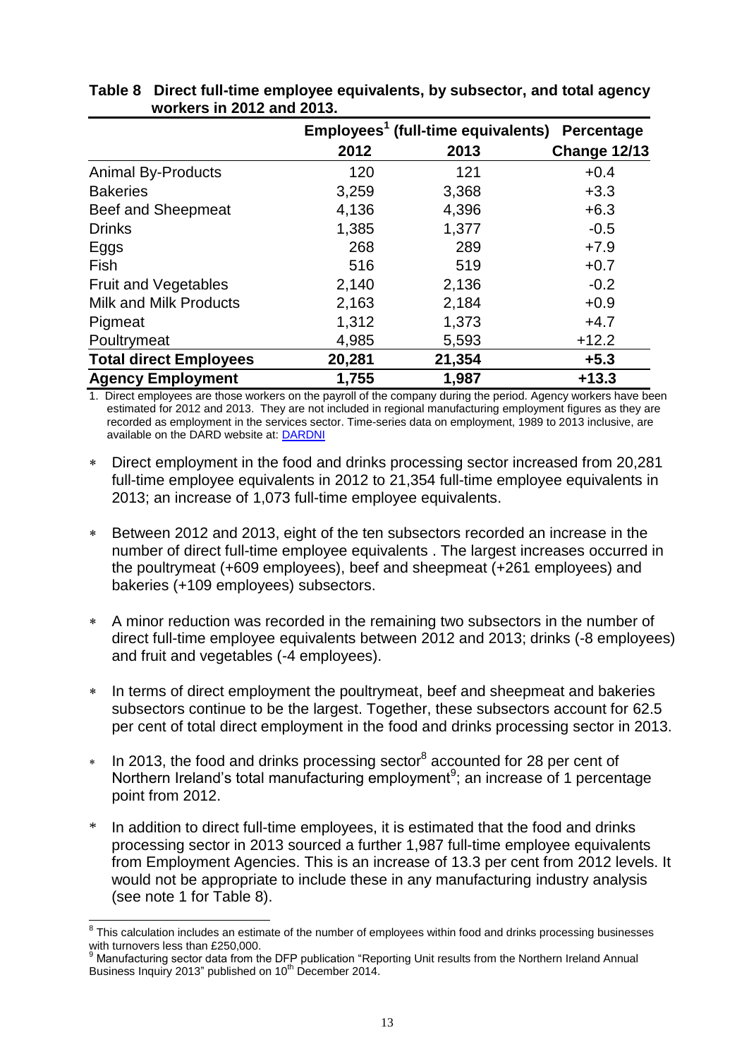**Table 8 Direct full-time employee equivalents, by subsector, and total agency workers in 2012 and 2013.**

| | Employees[1] (full-time equivalents) | | Percentage |
|---|---|---|---|
| | 2012 | 2013 | Change 12/13 |
| Animal By-Products | 120 | 121 | +0.4 |
| Bakeries | 3,259 | 3,368 | +3.3 |
| Beef and Sheepmeat | 4,136 | 4,396 | +6.3 |
| Drinks | 1,385 | 1,377 | -0.5 |
| Eggs | 268 | 289 | +7.9 |
| Fish | 516 | 519 | +0.7 |
| Fruit and Vegetables | 2,140 | 2,136 | -0.2 |
| Milk and Milk Products | 2,163 | 2,184 | +0.9 |
| Pigmeat | 1,312 | 1,373 | +4.7 |
| Poultrymeat | 4,985 | 5,593 | +12.2 |
| **Total direct Employees** | **20,281** | **21,354** | **+5.3** |
| **Agency Employment** | **1,755** | **1,987** | **+13.3** |

1. Direct employees are those workers on the payroll of the company during the period. Agency workers have been estimated for 2012 and 2013. They are not included in regional manufacturing employment figures as they are recorded as employment in the services sector. Time-series data on employment, 1989 to 2013 inclusive, are available on the DARD website at: DARDNI

* Direct employment in the food and drinks processing sector increased from 20,281 full-time employee equivalents in 2012 to 21,354 full-time employee equivalents in 2013; an increase of 1,073 full-time employee equivalents.

* Between 2012 and 2013, eight of the ten subsectors recorded an increase in the number of direct full-time employee equivalents . The largest increases occurred in the poultrymeat (+609 employees), beef and sheepmeat (+261 employees) and bakeries (+109 employees) subsectors.

* A minor reduction was recorded in the remaining two subsectors in the number of direct full-time employee equivalents between 2012 and 2013; drinks (-8 employees) and fruit and vegetables (-4 employees).

* In terms of direct employment the poultrymeat, beef and sheepmeat and bakeries subsectors continue to be the largest. Together, these subsectors account for 62.5 per cent of total direct employment in the food and drinks processing sector in 2013.

* In 2013, the food and drinks processing sector[8] accounted for 28 per cent of Northern Ireland's total manufacturing employment[9]; an increase of 1 percentage point from 2012.

* In addition to direct full-time employees, it is estimated that the food and drinks processing sector in 2013 sourced a further 1,987 full-time employee equivalents from Employment Agencies. This is an increase of 13.3 per cent from 2012 levels. It would not be appropriate to include these in any manufacturing industry analysis (see note 1 for Table 8).

---

[8] This calculation includes an estimate of the number of employees within food and drinks processing businesses with turnovers less than £250,000.

[9] Manufacturing sector data from the DFP publication "Reporting Unit results from the Northern Ireland Annual Business Inquiry 2013" published on 10th December 2014.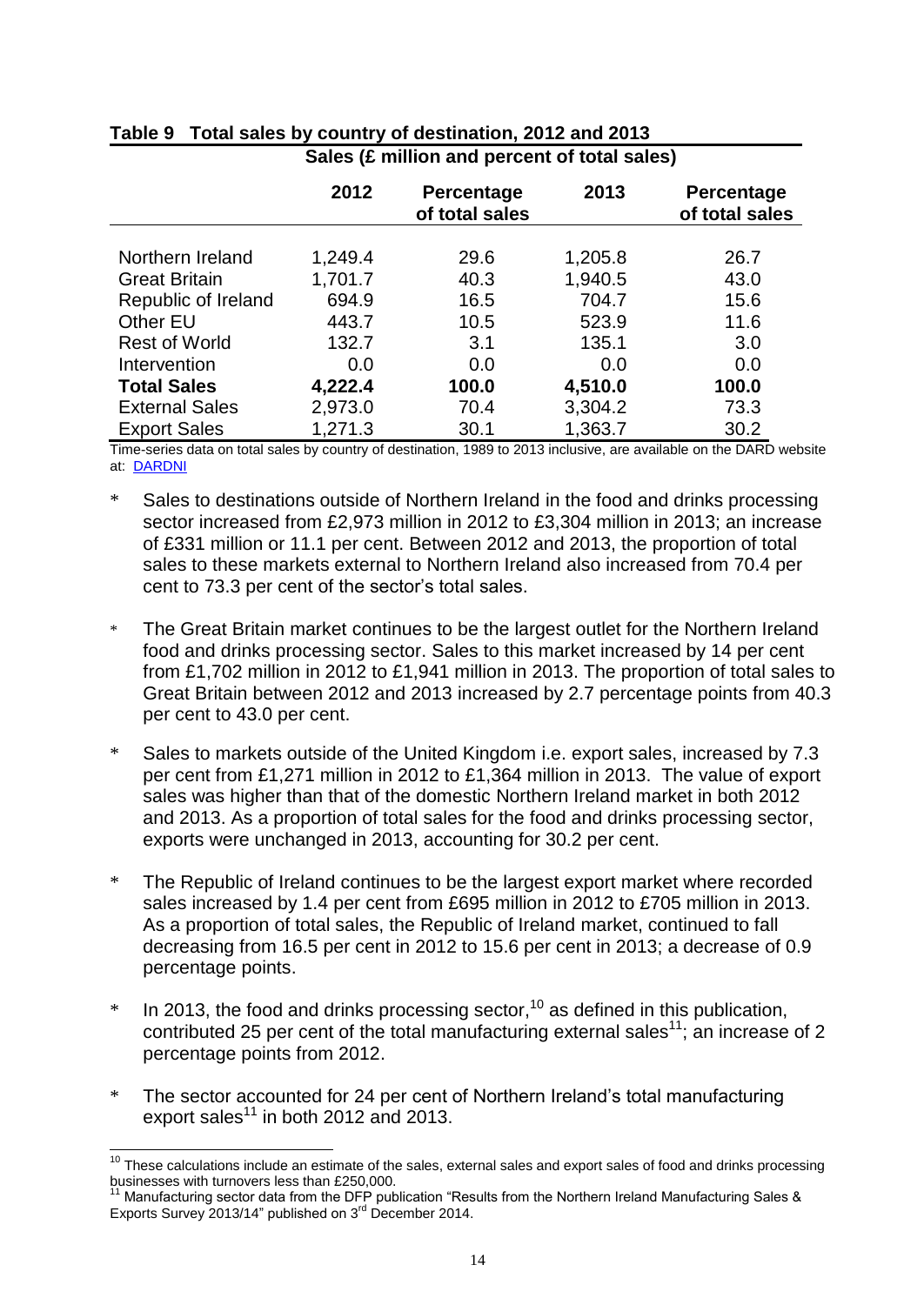**Table 9 Total sales by country of destination, 2012 and 2013**

| | Sales (£ million and percent of total sales) | | | |
|---|---|---|---|---|
| | 2012 | Percentage of total sales | 2013 | Percentage of total sales |
| Northern Ireland | 1,249.4 | 29.6 | 1,205.8 | 26.7 |
| Great Britain | 1,701.7 | 40.3 | 1,940.5 | 43.0 |
| Republic of Ireland | 694.9 | 16.5 | 704.7 | 15.6 |
| Other EU | 443.7 | 10.5 | 523.9 | 11.6 |
| Rest of World | 132.7 | 3.1 | 135.1 | 3.0 |
| Intervention | 0.0 | 0.0 | 0.0 | 0.0 |
| **Total Sales** | **4,222.4** | **100.0** | **4,510.0** | **100.0** |
| External Sales | 2,973.0 | 70.4 | 3,304.2 | 73.3 |
| Export Sales | 1,271.3 | 30.1 | 1,363.7 | 30.2 |

Time-series data on total sales by country of destination, 1989 to 2013 inclusive, are available on the DARD website at: DARDNI

* Sales to destinations outside of Northern Ireland in the food and drinks processing sector increased from £2,973 million in 2012 to £3,304 million in 2013; an increase of £331 million or 11.1 per cent. Between 2012 and 2013, the proportion of total sales to these markets external to Northern Ireland also increased from 70.4 per cent to 73.3 per cent of the sector's total sales.

* The Great Britain market continues to be the largest outlet for the Northern Ireland food and drinks processing sector. Sales to this market increased by 14 per cent from £1,702 million in 2012 to £1,941 million in 2013. The proportion of total sales to Great Britain between 2012 and 2013 increased by 2.7 percentage points from 40.3 per cent to 43.0 per cent.

* Sales to markets outside of the United Kingdom i.e. export sales, increased by 7.3 per cent from £1,271 million in 2012 to £1,364 million in 2013. The value of export sales was higher than that of the domestic Northern Ireland market in both 2012 and 2013. As a proportion of total sales for the food and drinks processing sector, exports were unchanged in 2013, accounting for 30.2 per cent.

* The Republic of Ireland continues to be the largest export market where recorded sales increased by 1.4 per cent from £695 million in 2012 to £705 million in 2013. As a proportion of total sales, the Republic of Ireland market, continued to fall decreasing from 16.5 per cent in 2012 to 15.6 per cent in 2013; a decrease of 0.9 percentage points.

* In 2013, the food and drinks processing sector,[10] as defined in this publication, contributed 25 per cent of the total manufacturing external sales[11]; an increase of 2 percentage points from 2012.

* The sector accounted for 24 per cent of Northern Ireland's total manufacturing export sales[11] in both 2012 and 2013.

---

[10] These calculations include an estimate of the sales, external sales and export sales of food and drinks processing businesses with turnovers less than £250,000.

[11] Manufacturing sector data from the DFP publication "Results from the Northern Ireland Manufacturing Sales & Exports Survey 2013/14" published on 3rd December 2014.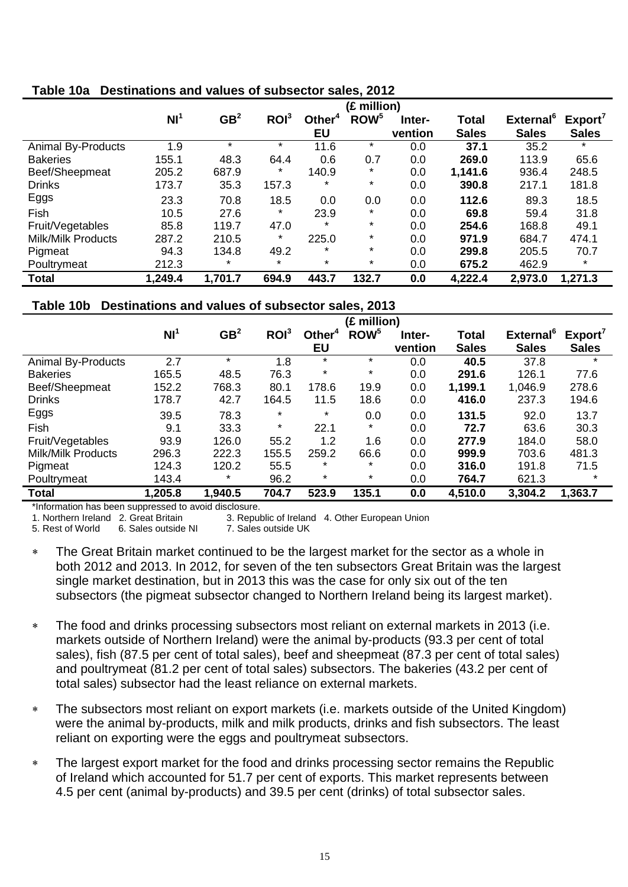**Table 10a Destinations and values of subsector sales, 2012**

| | (£ million) | | | | | | | | |
|---|---|---|---|---|---|---|---|---|---|
| | NI[1] | GB[2] | ROI[3] | Other[4] EU | ROW[5] | Inter-vention | **Total Sales** | **External[6] Sales** | **Export[7] Sales** |
| Animal By-Products | 1.9 | * | * | 11.6 | * | 0.0 | **37.1** | 35.2 | * |
| Bakeries | 155.1 | 48.3 | 64.4 | 0.6 | 0.7 | 0.0 | **269.0** | 113.9 | 65.6 |
| Beef/Sheepmeat | 205.2 | 687.9 | * | 140.9 | * | 0.0 | **1,141.6** | 936.4 | 248.5 |
| Drinks | 173.7 | 35.3 | 157.3 | * | * | 0.0 | **390.8** | 217.1 | 181.8 |
| Eggs | 23.3 | 70.8 | 18.5 | 0.0 | 0.0 | 0.0 | **112.6** | 89.3 | 18.5 |
| Fish | 10.5 | 27.6 | * | 23.9 | * | 0.0 | **69.8** | 59.4 | 31.8 |
| Fruit/Vegetables | 85.8 | 119.7 | 47.0 | * | * | 0.0 | **254.6** | 168.8 | 49.1 |
| Milk/Milk Products | 287.2 | 210.5 | * | 225.0 | * | 0.0 | **971.9** | 684.7 | 474.1 |
| Pigmeat | 94.3 | 134.8 | 49.2 | * | * | 0.0 | **299.8** | 205.5 | 70.7 |
| Poultrymeat | 212.3 | * | * | * | * | 0.0 | **675.2** | 462.9 | * |
| **Total** | **1,249.4** | **1,701.7** | **694.9** | **443.7** | **132.7** | **0.0** | **4,222.4** | **2,973.0** | **1,271.3** |

**Table 10b Destinations and values of subsector sales, 2013**

| | (£ million) | | | | | | | | |
|---|---|---|---|---|---|---|---|---|---|
| | NI[1] | GB[2] | ROI[3] | Other[4] EU | ROW[5] | Inter-vention | **Total Sales** | **External[6] Sales** | **Export[7] Sales** |
| Animal By-Products | 2.7 | * | 1.8 | * | * | 0.0 | **40.5** | 37.8 | * |
| Bakeries | 165.5 | 48.5 | 76.3 | * | * | 0.0 | **291.6** | 126.1 | 77.6 |
| Beef/Sheepmeat | 152.2 | 768.3 | 80.1 | 178.6 | 19.9 | 0.0 | **1,199.1** | 1,046.9 | 278.6 |
| Drinks | 178.7 | 42.7 | 164.5 | 11.5 | 18.6 | 0.0 | **416.0** | 237.3 | 194.6 |
| Eggs | 39.5 | 78.3 | * | * | 0.0 | 0.0 | **131.5** | 92.0 | 13.7 |
| Fish | 9.1 | 33.3 | * | 22.1 | * | 0.0 | **72.7** | 63.6 | 30.3 |
| Fruit/Vegetables | 93.9 | 126.0 | 55.2 | 1.2 | 1.6 | 0.0 | **277.9** | 184.0 | 58.0 |
| Milk/Milk Products | 296.3 | 222.3 | 155.5 | 259.2 | 66.6 | 0.0 | **999.9** | 703.6 | 481.3 |
| Pigmeat | 124.3 | 120.2 | 55.5 | * | * | 0.0 | **316.0** | 191.8 | 71.5 |
| Poultrymeat | 143.4 | * | 96.2 | * | * | 0.0 | **764.7** | 621.3 | * |
| **Total** | **1,205.8** | **1,940.5** | **704.7** | **523.9** | **135.1** | **0.0** | **4,510.0** | **3,304.2** | **1,363.7** |

*Information has been suppressed to avoid disclosure.
1. Northern Ireland 2. Great Britain 3. Republic of Ireland 4. Other European Union
5. Rest of World 6. Sales outside NI 7. Sales outside UK

- The Great Britain market continued to be the largest market for the sector as a whole in both 2012 and 2013. In 2012, for seven of the ten subsectors Great Britain was the largest single market destination, but in 2013 this was the case for only six out of the ten subsectors (the pigmeat subsector changed to Northern Ireland being its largest market).

- The food and drinks processing subsectors most reliant on external markets in 2013 (i.e. markets outside of Northern Ireland) were the animal by-products (93.3 per cent of total sales), fish (87.5 per cent of total sales), beef and sheepmeat (87.3 per cent of total sales) and poultrymeat (81.2 per cent of total sales) subsectors. The bakeries (43.2 per cent of total sales) subsector had the least reliance on external markets.

- The subsectors most reliant on export markets (i.e. markets outside of the United Kingdom) were the animal by-products, milk and milk products, drinks and fish subsectors. The least reliant on exporting were the eggs and poultrymeat subsectors.

- The largest export market for the food and drinks processing sector remains the Republic of Ireland which accounted for 51.7 per cent of exports. This market represents between 4.5 per cent (animal by-products) and 39.5 per cent (drinks) of total subsector sales.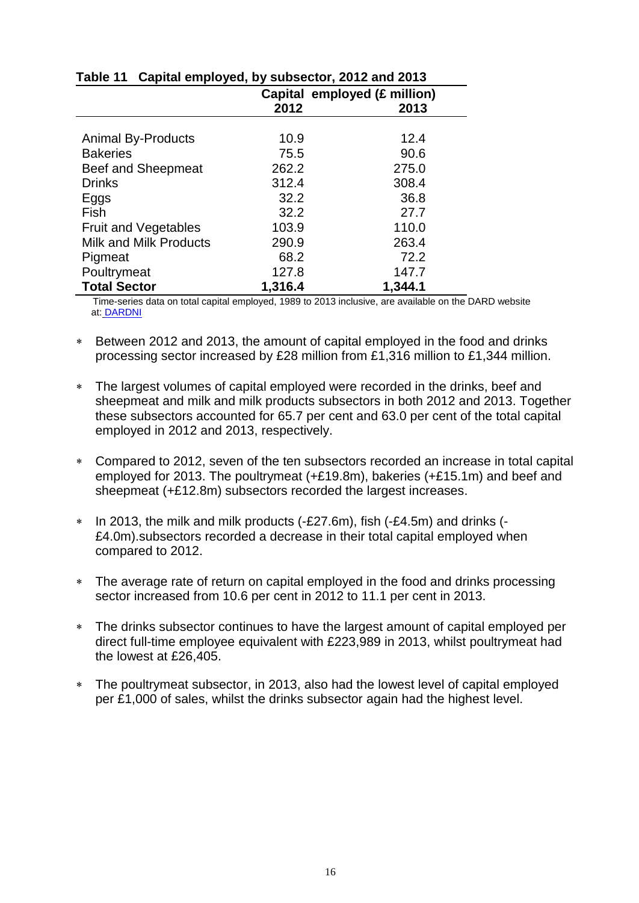**Table 11 Capital employed, by subsector, 2012 and 2013**

| | Capital employed (£ million) | |
|---|---|---|
| | 2012 | 2013 |
| Animal By-Products | 10.9 | 12.4 |
| Bakeries | 75.5 | 90.6 |
| Beef and Sheepmeat | 262.2 | 275.0 |
| Drinks | 312.4 | 308.4 |
| Eggs | 32.2 | 36.8 |
| Fish | 32.2 | 27.7 |
| Fruit and Vegetables | 103.9 | 110.0 |
| Milk and Milk Products | 290.9 | 263.4 |
| Pigmeat | 68.2 | 72.2 |
| Poultrymeat | 127.8 | 147.7 |
| **Total Sector** | **1,316.4** | **1,344.1** |

Time-series data on total capital employed, 1989 to 2013 inclusive, are available on the DARD website at: DARDNI

- Between 2012 and 2013, the amount of capital employed in the food and drinks processing sector increased by £28 million from £1,316 million to £1,344 million.
- The largest volumes of capital employed were recorded in the drinks, beef and sheepmeat and milk and milk products subsectors in both 2012 and 2013. Together these subsectors accounted for 65.7 per cent and 63.0 per cent of the total capital employed in 2012 and 2013, respectively.
- Compared to 2012, seven of the ten subsectors recorded an increase in total capital employed for 2013. The poultrymeat (+£19.8m), bakeries (+£15.1m) and beef and sheepmeat (+£12.8m) subsectors recorded the largest increases.
- In 2013, the milk and milk products (-£27.6m), fish (-£4.5m) and drinks (-£4.0m).subsectors recorded a decrease in their total capital employed when compared to 2012.
- The average rate of return on capital employed in the food and drinks processing sector increased from 10.6 per cent in 2012 to 11.1 per cent in 2013.
- The drinks subsector continues to have the largest amount of capital employed per direct full-time employee equivalent with £223,989 in 2013, whilst poultrymeat had the lowest at £26,405.
- The poultrymeat subsector, in 2013, also had the lowest level of capital employed per £1,000 of sales, whilst the drinks subsector again had the highest level.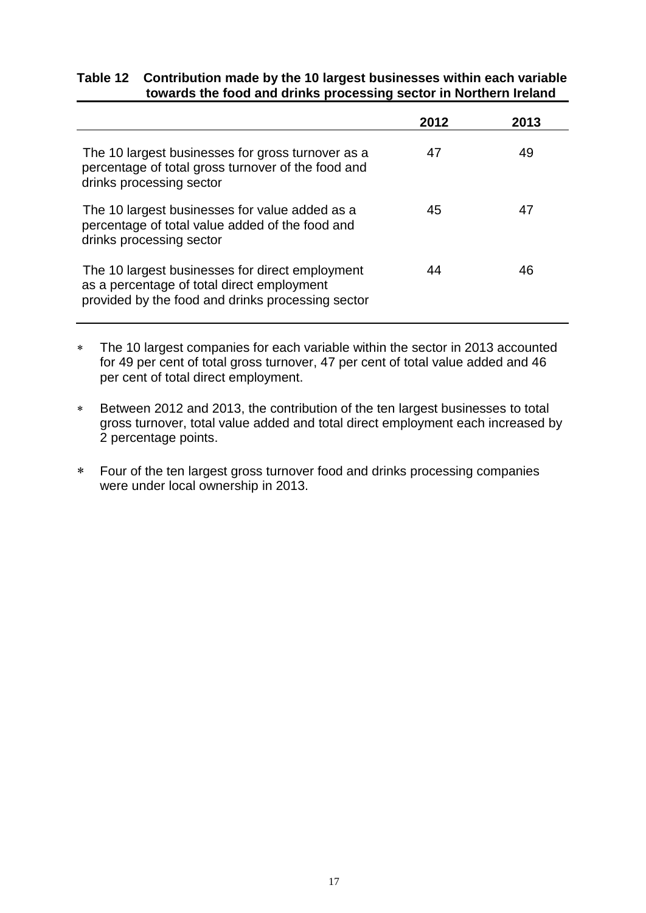**Table 12 Contribution made by the 10 largest businesses within each variable towards the food and drinks processing sector in Northern Ireland**

| | 2012 | 2013 |
|---|---|---|
| The 10 largest businesses for gross turnover as a percentage of total gross turnover of the food and drinks processing sector | 47 | 49 |
| The 10 largest businesses for value added as a percentage of total value added of the food and drinks processing sector | 45 | 47 |
| The 10 largest businesses for direct employment as a percentage of total direct employment provided by the food and drinks processing sector | 44 | 46 |

- The 10 largest companies for each variable within the sector in 2013 accounted for 49 per cent of total gross turnover, 47 per cent of total value added and 46 per cent of total direct employment.

- Between 2012 and 2013, the contribution of the ten largest businesses to total gross turnover, total value added and total direct employment each increased by 2 percentage points.

- Four of the ten largest gross turnover food and drinks processing companies were under local ownership in 2013.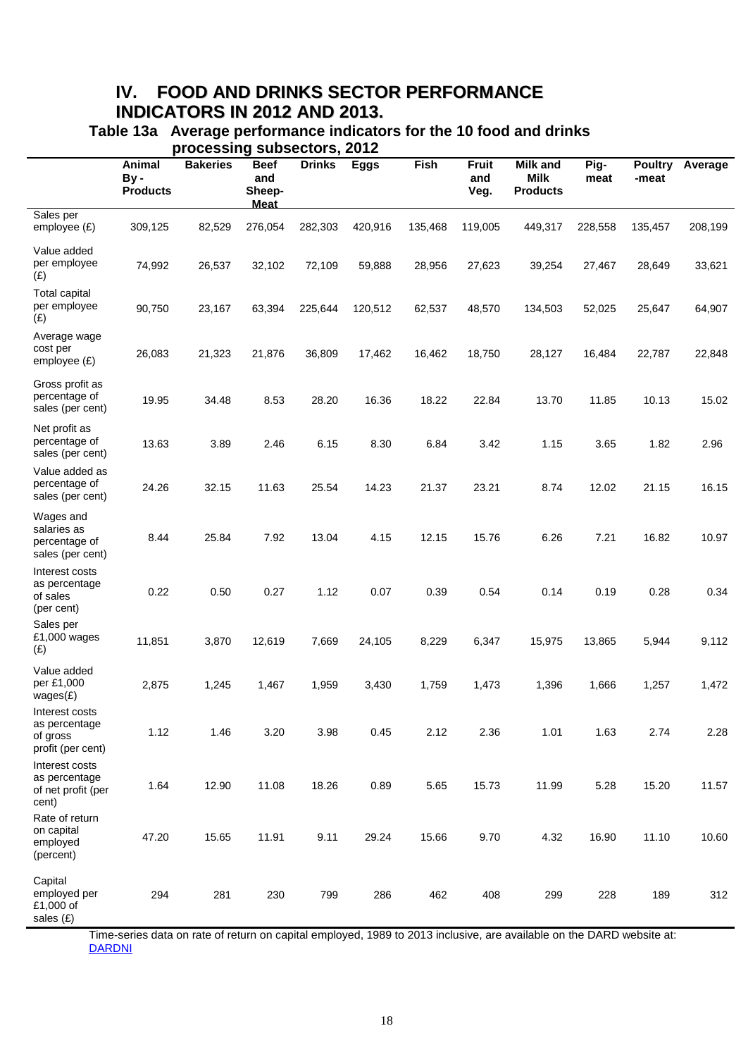# IV. FOOD AND DRINKS SECTOR PERFORMANCE INDICATORS IN 2012 AND 2013.

## Table 13a Average performance indicators for the 10 food and drinks processing subsectors, 2012

| | Animal By-Products | Bakeries | Beef and Sheep-Meat | Drinks | Eggs | Fish | Fruit and Veg. | Milk and Milk Products | Pig-meat | Poultry-meat | Average |
|---|---|---|---|---|---|---|---|---|---|---|---|
| Sales per employee (£) | 309,125 | 82,529 | 276,054 | 282,303 | 420,916 | 135,468 | 119,005 | 449,317 | 228,558 | 135,457 | 208,199 |
| Value added per employee (£) | 74,992 | 26,537 | 32,102 | 72,109 | 59,888 | 28,956 | 27,623 | 39,254 | 27,467 | 28,649 | 33,621 |
| Total capital per employee (£) | 90,750 | 23,167 | 63,394 | 225,644 | 120,512 | 62,537 | 48,570 | 134,503 | 52,025 | 25,647 | 64,907 |
| Average wage cost per employee (£) | 26,083 | 21,323 | 21,876 | 36,809 | 17,462 | 16,462 | 18,750 | 28,127 | 16,484 | 22,787 | 22,848 |
| Gross profit as percentage of sales (per cent) | 19.95 | 34.48 | 8.53 | 28.20 | 16.36 | 18.22 | 22.84 | 13.70 | 11.85 | 10.13 | 15.02 |
| Net profit as percentage of sales (per cent) | 13.63 | 3.89 | 2.46 | 6.15 | 8.30 | 6.84 | 3.42 | 1.15 | 3.65 | 1.82 | 2.96 |
| Value added as percentage of sales (per cent) | 24.26 | 32.15 | 11.63 | 25.54 | 14.23 | 21.37 | 23.21 | 8.74 | 12.02 | 21.15 | 16.15 |
| Wages and salaries as percentage of sales (per cent) | 8.44 | 25.84 | 7.92 | 13.04 | 4.15 | 12.15 | 15.76 | 6.26 | 7.21 | 16.82 | 10.97 |
| Interest costs as percentage of sales (per cent) | 0.22 | 0.50 | 0.27 | 1.12 | 0.07 | 0.39 | 0.54 | 0.14 | 0.19 | 0.28 | 0.34 |
| Sales per £1,000 wages (£) | 11,851 | 3,870 | 12,619 | 7,669 | 24,105 | 8,229 | 6,347 | 15,975 | 13,865 | 5,944 | 9,112 |
| Value added per £1,000 wages(£) | 2,875 | 1,245 | 1,467 | 1,959 | 3,430 | 1,759 | 1,473 | 1,396 | 1,666 | 1,257 | 1,472 |
| Interest costs as percentage of gross profit (per cent) | 1.12 | 1.46 | 3.20 | 3.98 | 0.45 | 2.12 | 2.36 | 1.01 | 1.63 | 2.74 | 2.28 |
| Interest costs as percentage of net profit (per cent) | 1.64 | 12.90 | 11.08 | 18.26 | 0.89 | 5.65 | 15.73 | 11.99 | 5.28 | 15.20 | 11.57 |
| Rate of return on capital employed (percent) | 47.20 | 15.65 | 11.91 | 9.11 | 29.24 | 15.66 | 9.70 | 4.32 | 16.90 | 11.10 | 10.60 |
| Capital employed per £1,000 of sales (£) | 294 | 281 | 230 | 799 | 286 | 462 | 408 | 299 | 228 | 189 | 312 |

Time-series data on rate of return on capital employed, 1989 to 2013 inclusive, are available on the DARD website at: DARDNI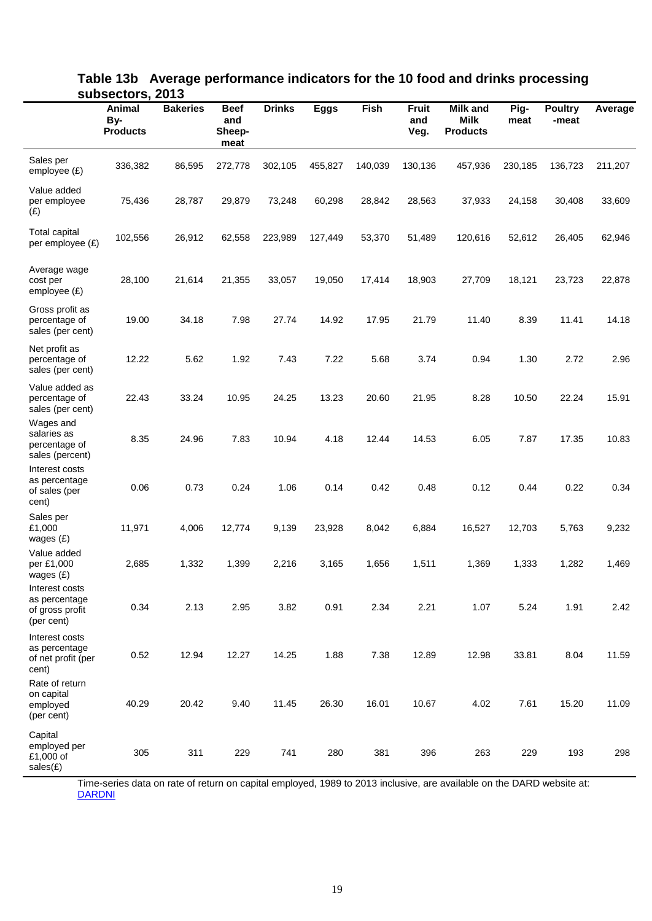### Table 13b Average performance indicators for the 10 food and drinks processing subsectors, 2013

| | Animal By-Products | Bakeries | Beef and Sheep-meat | Drinks | Eggs | Fish | Fruit and Veg. | Milk and Milk Products | Pig-meat | Poultry-meat | Average |
|---|---|---|---|---|---|---|---|---|---|---|---|
| Sales per employee (£) | 336,382 | 86,595 | 272,778 | 302,105 | 455,827 | 140,039 | 130,136 | 457,936 | 230,185 | 136,723 | 211,207 |
| Value added per employee (£) | 75,436 | 28,787 | 29,879 | 73,248 | 60,298 | 28,842 | 28,563 | 37,933 | 24,158 | 30,408 | 33,609 |
| Total capital per employee (£) | 102,556 | 26,912 | 62,558 | 223,989 | 127,449 | 53,370 | 51,489 | 120,616 | 52,612 | 26,405 | 62,946 |
| Average wage cost per employee (£) | 28,100 | 21,614 | 21,355 | 33,057 | 19,050 | 17,414 | 18,903 | 27,709 | 18,121 | 23,723 | 22,878 |
| Gross profit as percentage of sales (per cent) | 19.00 | 34.18 | 7.98 | 27.74 | 14.92 | 17.95 | 21.79 | 11.40 | 8.39 | 11.41 | 14.18 |
| Net profit as percentage of sales (per cent) | 12.22 | 5.62 | 1.92 | 7.43 | 7.22 | 5.68 | 3.74 | 0.94 | 1.30 | 2.72 | 2.96 |
| Value added as percentage of sales (per cent) | 22.43 | 33.24 | 10.95 | 24.25 | 13.23 | 20.60 | 21.95 | 8.28 | 10.50 | 22.24 | 15.91 |
| Wages and salaries as percentage of sales (percent) | 8.35 | 24.96 | 7.83 | 10.94 | 4.18 | 12.44 | 14.53 | 6.05 | 7.87 | 17.35 | 10.83 |
| Interest costs as percentage of sales (per cent) | 0.06 | 0.73 | 0.24 | 1.06 | 0.14 | 0.42 | 0.48 | 0.12 | 0.44 | 0.22 | 0.34 |
| Sales per £1,000 wages (£) | 11,971 | 4,006 | 12,774 | 9,139 | 23,928 | 8,042 | 6,884 | 16,527 | 12,703 | 5,763 | 9,232 |
| Value added per £1,000 wages (£) | 2,685 | 1,332 | 1,399 | 2,216 | 3,165 | 1,656 | 1,511 | 1,369 | 1,333 | 1,282 | 1,469 |
| Interest costs as percentage of gross profit (per cent) | 0.34 | 2.13 | 2.95 | 3.82 | 0.91 | 2.34 | 2.21 | 1.07 | 5.24 | 1.91 | 2.42 |
| Interest costs as percentage of net profit (per cent) | 0.52 | 12.94 | 12.27 | 14.25 | 1.88 | 7.38 | 12.89 | 12.98 | 33.81 | 8.04 | 11.59 |
| Rate of return on capital employed (per cent) | 40.29 | 20.42 | 9.40 | 11.45 | 26.30 | 16.01 | 10.67 | 4.02 | 7.61 | 15.20 | 11.09 |
| Capital employed per £1,000 of sales(£) | 305 | 311 | 229 | 741 | 280 | 381 | 396 | 263 | 229 | 193 | 298 |

Time-series data on rate of return on capital employed, 1989 to 2013 inclusive, are available on the DARD website at: DARDNI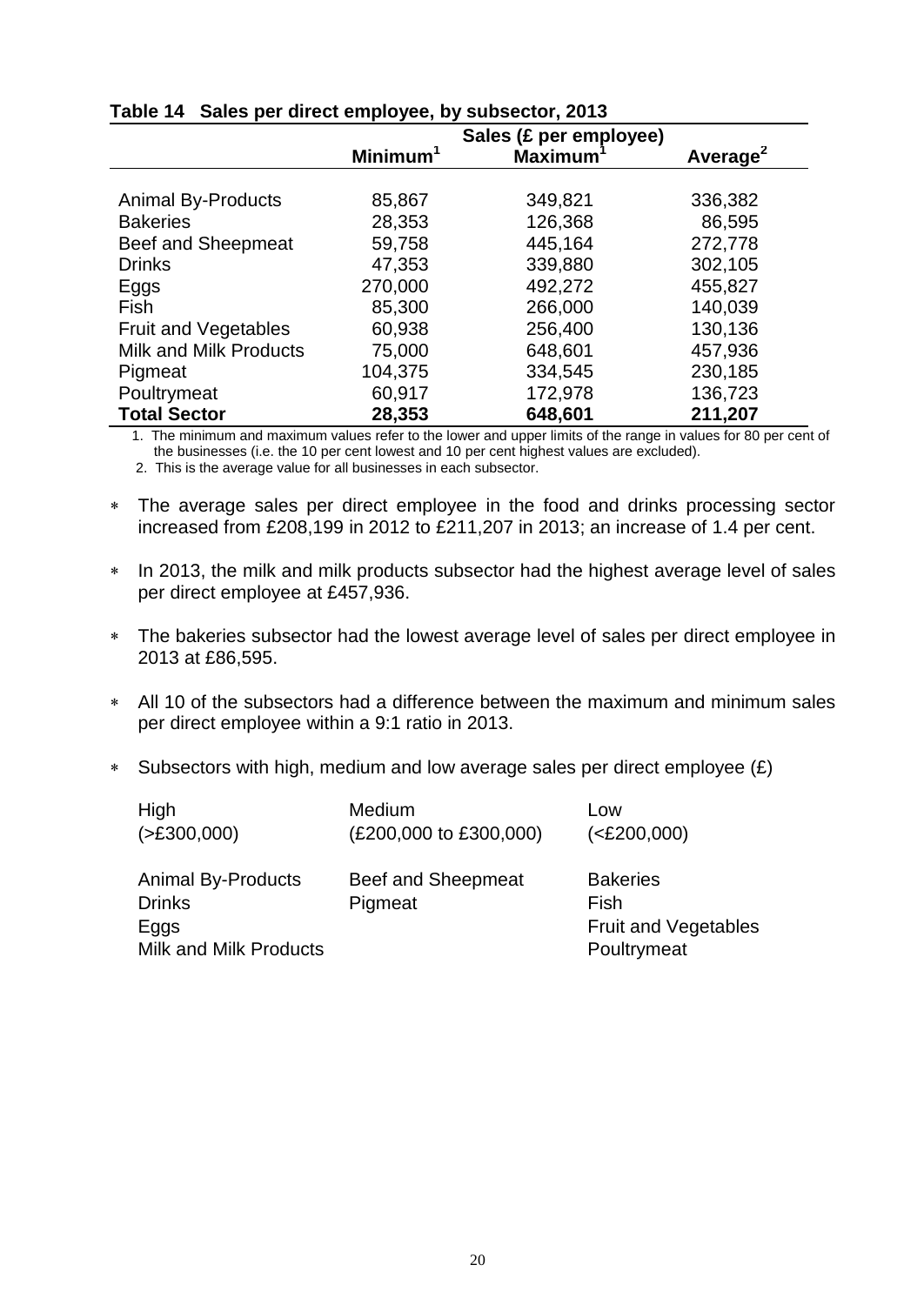**Table 14 Sales per direct employee, by subsector, 2013**

| | Sales (£ per employee) | | |
|---|---|---|---|
| | Minimum[1] | Maximum[1] | Average[2] |
| Animal By-Products | 85,867 | 349,821 | 336,382 |
| Bakeries | 28,353 | 126,368 | 86,595 |
| Beef and Sheepmeat | 59,758 | 445,164 | 272,778 |
| Drinks | 47,353 | 339,880 | 302,105 |
| Eggs | 270,000 | 492,272 | 455,827 |
| Fish | 85,300 | 266,000 | 140,039 |
| Fruit and Vegetables | 60,938 | 256,400 | 130,136 |
| Milk and Milk Products | 75,000 | 648,601 | 457,936 |
| Pigmeat | 104,375 | 334,545 | 230,185 |
| Poultrymeat | 60,917 | 172,978 | 136,723 |
| **Total Sector** | **28,353** | **648,601** | **211,207** |

1. The minimum and maximum values refer to the lower and upper limits of the range in values for 80 per cent of the businesses (i.e. the 10 per cent lowest and 10 per cent highest values are excluded).
2. This is the average value for all businesses in each subsector.

- The average sales per direct employee in the food and drinks processing sector increased from £208,199 in 2012 to £211,207 in 2013; an increase of 1.4 per cent.
- In 2013, the milk and milk products subsector had the highest average level of sales per direct employee at £457,936.
- The bakeries subsector had the lowest average level of sales per direct employee in 2013 at £86,595.
- All 10 of the subsectors had a difference between the maximum and minimum sales per direct employee within a 9:1 ratio in 2013.
- Subsectors with high, medium and low average sales per direct employee (£)

| High (>£300,000) | Medium (£200,000 to £300,000) | Low (<£200,000) |
|---|---|---|
| Animal By-Products | Beef and Sheepmeat | Bakeries |
| Drinks | Pigmeat | Fish |
| Eggs | | Fruit and Vegetables |
| Milk and Milk Products | | Poultrymeat |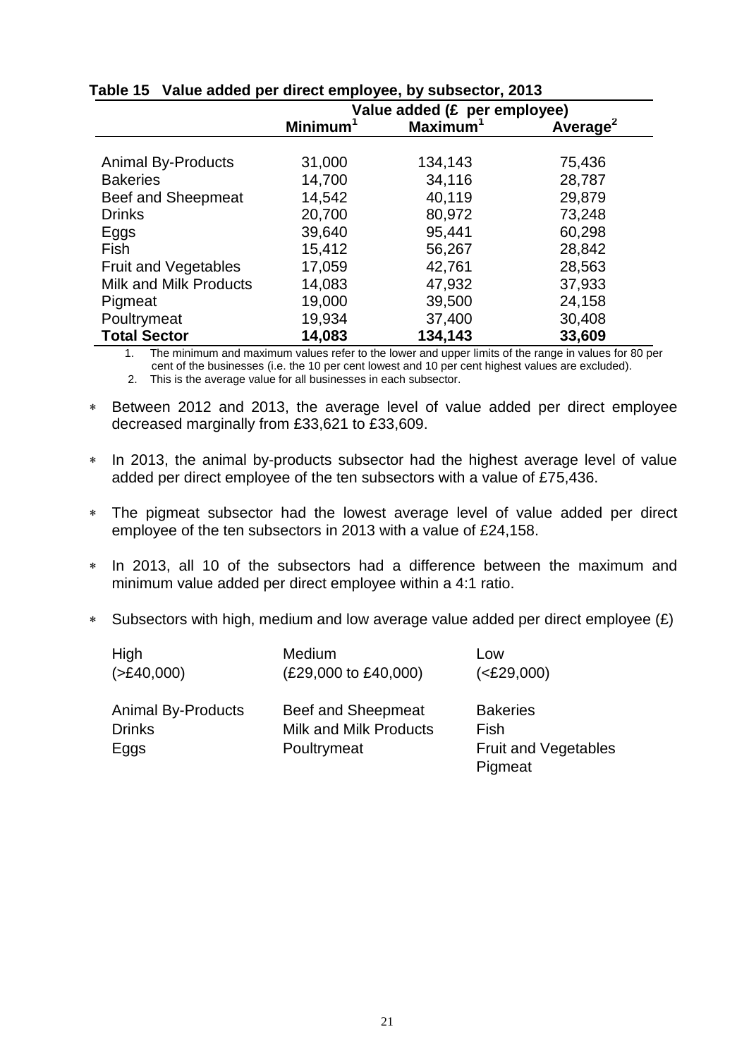**Table 15 Value added per direct employee, by subsector, 2013**

| | Value added (£ per employee) | | |
|---|---|---|---|
| | Minimum[1] | Maximum[1] | Average[2] |
| Animal By-Products | 31,000 | 134,143 | 75,436 |
| Bakeries | 14,700 | 34,116 | 28,787 |
| Beef and Sheepmeat | 14,542 | 40,119 | 29,879 |
| Drinks | 20,700 | 80,972 | 73,248 |
| Eggs | 39,640 | 95,441 | 60,298 |
| Fish | 15,412 | 56,267 | 28,842 |
| Fruit and Vegetables | 17,059 | 42,761 | 28,563 |
| Milk and Milk Products | 14,083 | 47,932 | 37,933 |
| Pigmeat | 19,000 | 39,500 | 24,158 |
| Poultrymeat | 19,934 | 37,400 | 30,408 |
| **Total Sector** | **14,083** | **134,143** | **33,609** |

1. The minimum and maximum values refer to the lower and upper limits of the range in values for 80 per cent of the businesses (i.e. the 10 per cent lowest and 10 per cent highest values are excluded).
2. This is the average value for all businesses in each subsector.

- Between 2012 and 2013, the average level of value added per direct employee decreased marginally from £33,621 to £33,609.
- In 2013, the animal by-products subsector had the highest average level of value added per direct employee of the ten subsectors with a value of £75,436.
- The pigmeat subsector had the lowest average level of value added per direct employee of the ten subsectors in 2013 with a value of £24,158.
- In 2013, all 10 of the subsectors had a difference between the maximum and minimum value added per direct employee within a 4:1 ratio.
- Subsectors with high, medium and low average value added per direct employee (£)

| High (>£40,000) | Medium (£29,000 to £40,000) | Low (<£29,000) |
|---|---|---|
| Animal By-Products | Beef and Sheepmeat | Bakeries |
| Drinks | Milk and Milk Products | Fish |
| Eggs | Poultrymeat | Fruit and Vegetables |
| | | Pigmeat |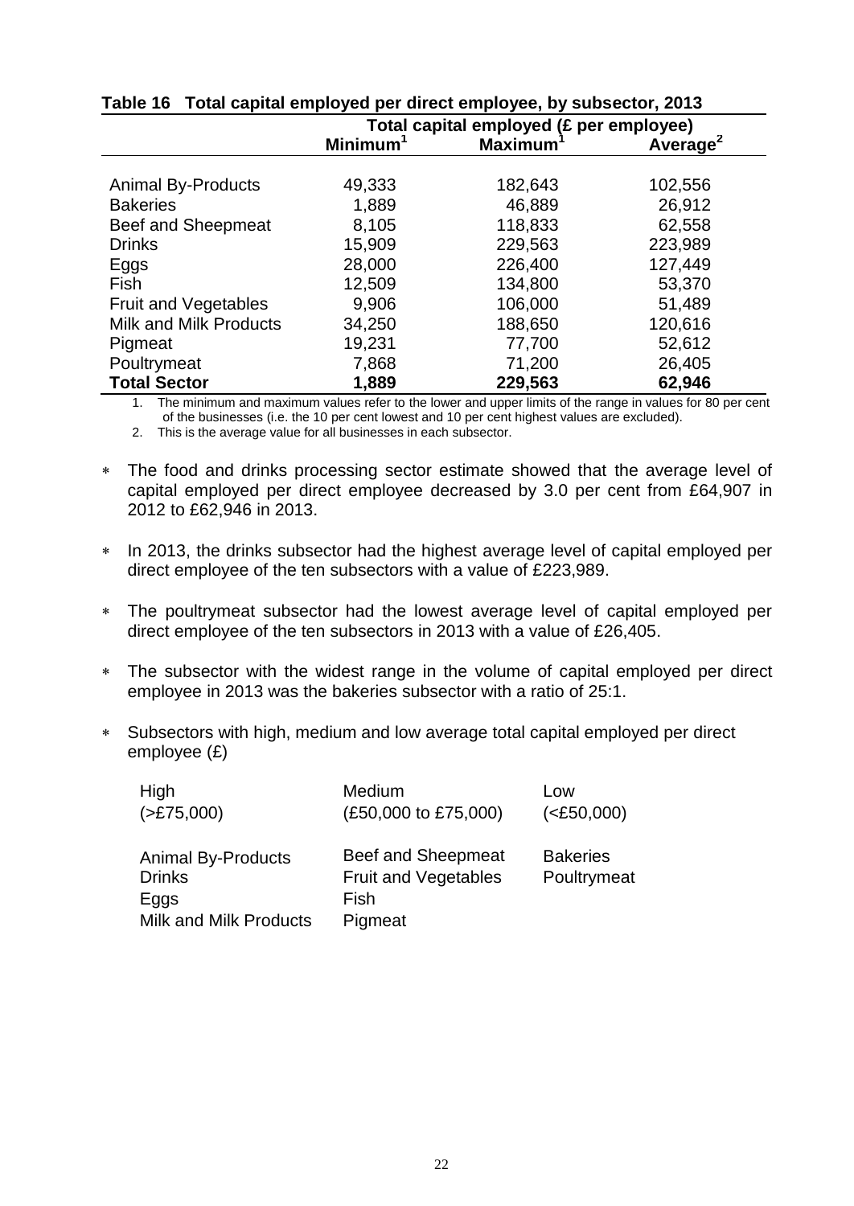**Table 16 Total capital employed per direct employee, by subsector, 2013**

| | Total capital employed (£ per employee) | | |
|---|---|---|---|
| | Minimum[1] | Maximum[1] | Average[2] |
| Animal By-Products | 49,333 | 182,643 | 102,556 |
| Bakeries | 1,889 | 46,889 | 26,912 |
| Beef and Sheepmeat | 8,105 | 118,833 | 62,558 |
| Drinks | 15,909 | 229,563 | 223,989 |
| Eggs | 28,000 | 226,400 | 127,449 |
| Fish | 12,509 | 134,800 | 53,370 |
| Fruit and Vegetables | 9,906 | 106,000 | 51,489 |
| Milk and Milk Products | 34,250 | 188,650 | 120,616 |
| Pigmeat | 19,231 | 77,700 | 52,612 |
| Poultrymeat | 7,868 | 71,200 | 26,405 |
| **Total Sector** | **1,889** | **229,563** | **62,946** |

1. The minimum and maximum values refer to the lower and upper limits of the range in values for 80 per cent of the businesses (i.e. the 10 per cent lowest and 10 per cent highest values are excluded).
2. This is the average value for all businesses in each subsector.

- The food and drinks processing sector estimate showed that the average level of capital employed per direct employee decreased by 3.0 per cent from £64,907 in 2012 to £62,946 in 2013.

- In 2013, the drinks subsector had the highest average level of capital employed per direct employee of the ten subsectors with a value of £223,989.

- The poultrymeat subsector had the lowest average level of capital employed per direct employee of the ten subsectors in 2013 with a value of £26,405.

- The subsector with the widest range in the volume of capital employed per direct employee in 2013 was the bakeries subsector with a ratio of 25:1.

- Subsectors with high, medium and low average total capital employed per direct employee (£)

| High (>£75,000) | Medium (£50,000 to £75,000) | Low (<£50,000) |
|---|---|---|
| Animal By-Products | Beef and Sheepmeat | Bakeries |
| Drinks | Fruit and Vegetables | Poultrymeat |
| Eggs | Fish | |
| Milk and Milk Products | Pigmeat | |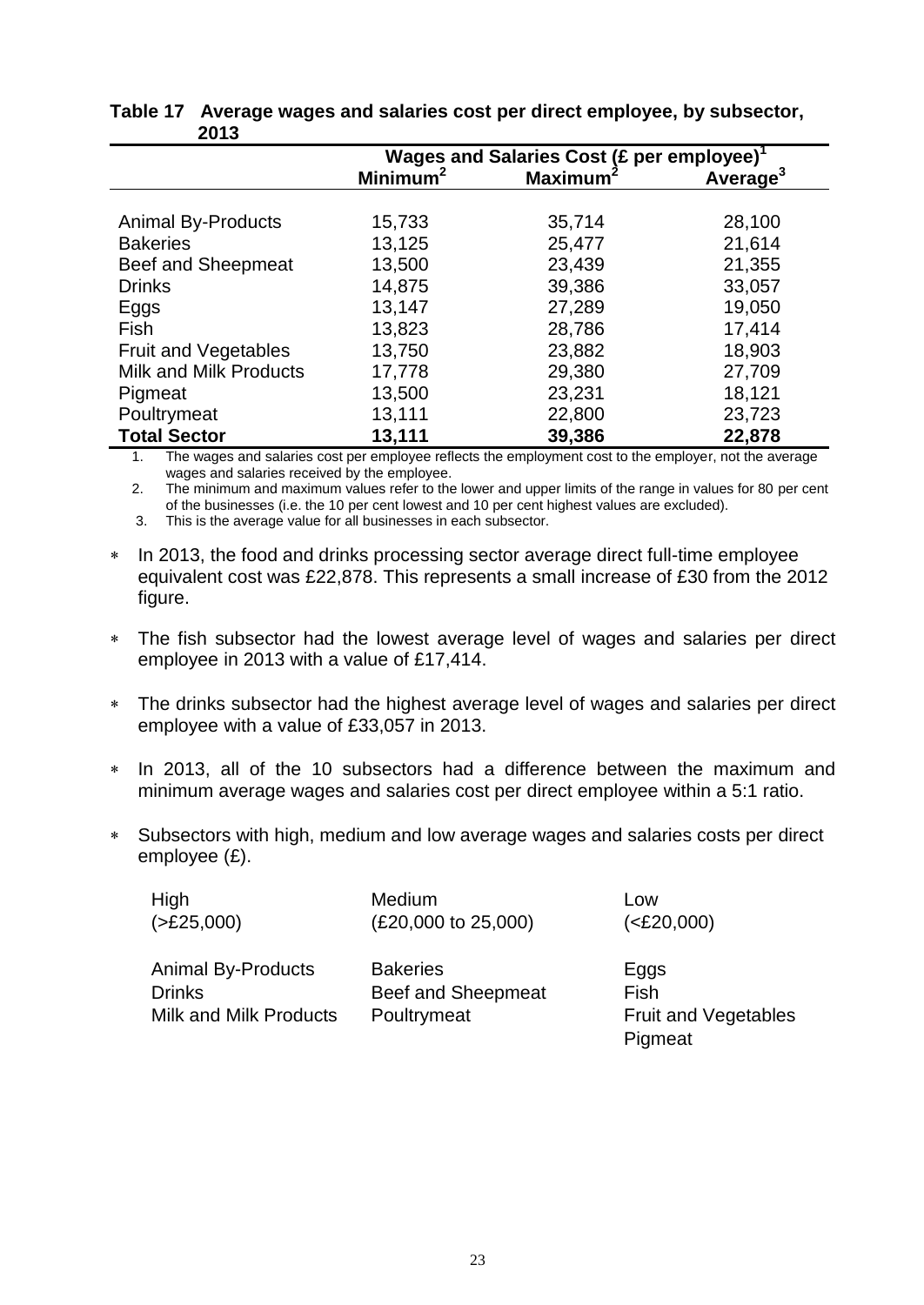**Table 17 Average wages and salaries cost per direct employee, by subsector, 2013**

| | Wages and Salaries Cost (£ per employee)[1] | | |
|---|---|---|---|
| | Minimum[2] | Maximum[2] | Average[3] |
| Animal By-Products | 15,733 | 35,714 | 28,100 |
| Bakeries | 13,125 | 25,477 | 21,614 |
| Beef and Sheepmeat | 13,500 | 23,439 | 21,355 |
| Drinks | 14,875 | 39,386 | 33,057 |
| Eggs | 13,147 | 27,289 | 19,050 |
| Fish | 13,823 | 28,786 | 17,414 |
| Fruit and Vegetables | 13,750 | 23,882 | 18,903 |
| Milk and Milk Products | 17,778 | 29,380 | 27,709 |
| Pigmeat | 13,500 | 23,231 | 18,121 |
| Poultrymeat | 13,111 | 22,800 | 23,723 |
| **Total Sector** | **13,111** | **39,386** | **22,878** |

1. The wages and salaries cost per employee reflects the employment cost to the employer, not the average wages and salaries received by the employee.
2. The minimum and maximum values refer to the lower and upper limits of the range in values for 80 per cent of the businesses (i.e. the 10 per cent lowest and 10 per cent highest values are excluded).
3. This is the average value for all businesses in each subsector.

- In 2013, the food and drinks processing sector average direct full-time employee equivalent cost was £22,878. This represents a small increase of £30 from the 2012 figure.
- The fish subsector had the lowest average level of wages and salaries per direct employee in 2013 with a value of £17,414.
- The drinks subsector had the highest average level of wages and salaries per direct employee with a value of £33,057 in 2013.
- In 2013, all of the 10 subsectors had a difference between the maximum and minimum average wages and salaries cost per direct employee within a 5:1 ratio.
- Subsectors with high, medium and low average wages and salaries costs per direct employee (£).

| High (>£25,000) | Medium (£20,000 to 25,000) | Low (<£20,000) |
|---|---|---|
| Animal By-Products | Bakeries | Eggs |
| Drinks | Beef and Sheepmeat | Fish |
| Milk and Milk Products | Poultrymeat | Fruit and Vegetables |
| | | Pigmeat |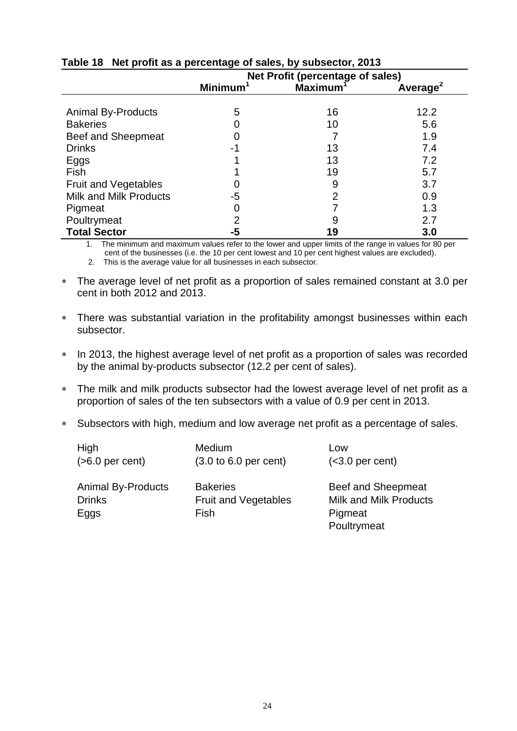**Table 18 Net profit as a percentage of sales, by subsector, 2013**

| | Net Profit (percentage of sales) | | |
|---|---|---|---|
| | Minimum[1] | Maximum[1] | Average[2] |
| Animal By-Products | 5 | 16 | 12.2 |
| Bakeries | 0 | 10 | 5.6 |
| Beef and Sheepmeat | 0 | 7 | 1.9 |
| Drinks | -1 | 13 | 7.4 |
| Eggs | 1 | 13 | 7.2 |
| Fish | 1 | 19 | 5.7 |
| Fruit and Vegetables | 0 | 9 | 3.7 |
| Milk and Milk Products | -5 | 2 | 0.9 |
| Pigmeat | 0 | 7 | 1.3 |
| Poultrymeat | 2 | 9 | 2.7 |
| **Total Sector** | **-5** | **19** | **3.0** |

1. The minimum and maximum values refer to the lower and upper limits of the range in values for 80 per cent of the businesses (i.e. the 10 per cent lowest and 10 per cent highest values are excluded).
2. This is the average value for all businesses in each subsector.

* The average level of net profit as a proportion of sales remained constant at 3.0 per cent in both 2012 and 2013.

* There was substantial variation in the profitability amongst businesses within each subsector.

* In 2013, the highest average level of net profit as a proportion of sales was recorded by the animal by-products subsector (12.2 per cent of sales).

* The milk and milk products subsector had the lowest average level of net profit as a proportion of sales of the ten subsectors with a value of 0.9 per cent in 2013.

* Subsectors with high, medium and low average net profit as a percentage of sales.

| High (>6.0 per cent) | Medium (3.0 to 6.0 per cent) | Low (<3.0 per cent) |
|---|---|---|
| Animal By-Products | Bakeries | Beef and Sheepmeat |
| Drinks | Fruit and Vegetables | Milk and Milk Products |
| Eggs | Fish | Pigmeat |
| | | Poultrymeat |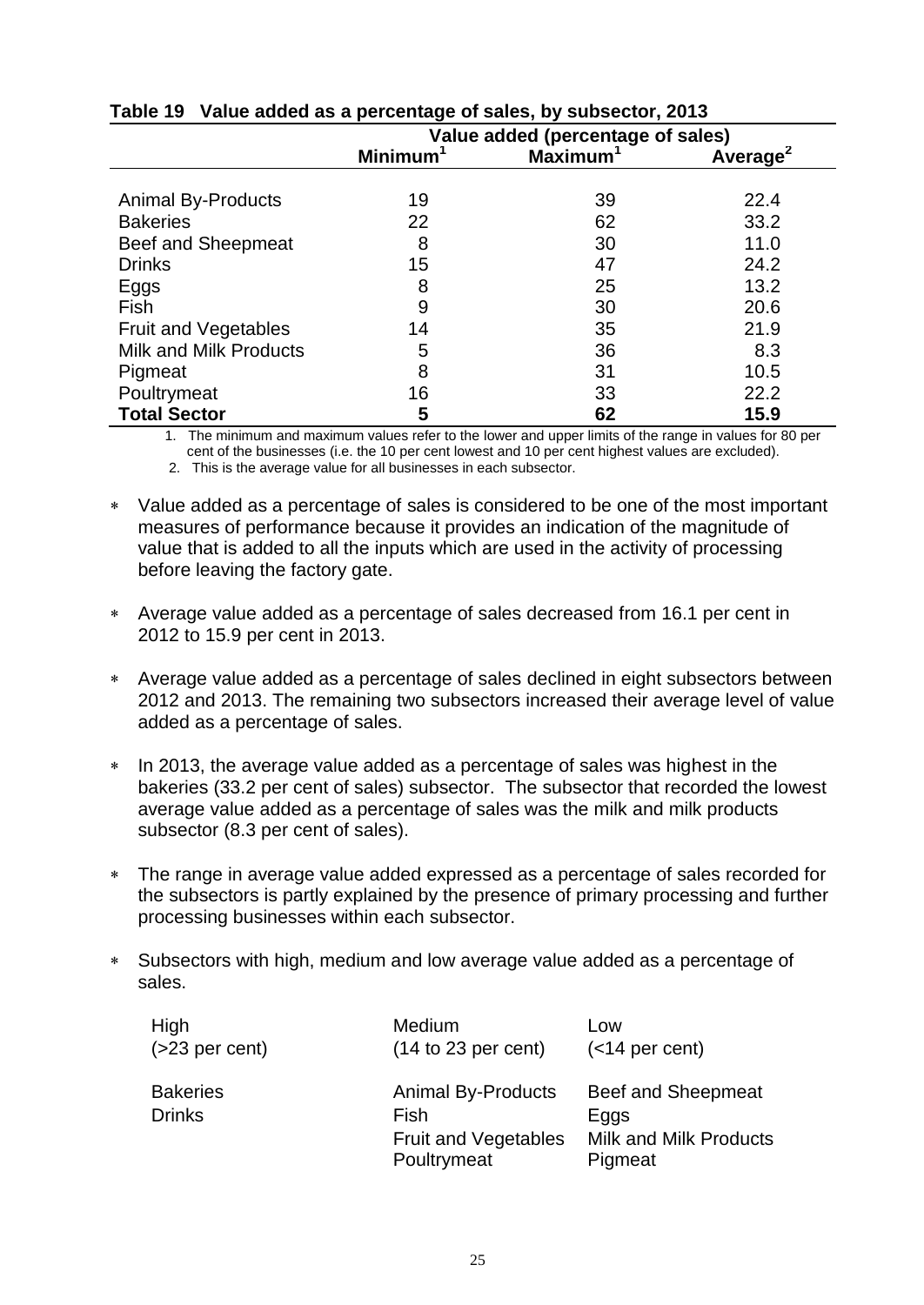**Table 19 Value added as a percentage of sales, by subsector, 2013**

| | Value added (percentage of sales) | | |
|---|---|---|---|
| | Minimum[1] | Maximum[1] | Average[2] |
| Animal By-Products | 19 | 39 | 22.4 |
| Bakeries | 22 | 62 | 33.2 |
| Beef and Sheepmeat | 8 | 30 | 11.0 |
| Drinks | 15 | 47 | 24.2 |
| Eggs | 8 | 25 | 13.2 |
| Fish | 9 | 30 | 20.6 |
| Fruit and Vegetables | 14 | 35 | 21.9 |
| Milk and Milk Products | 5 | 36 | 8.3 |
| Pigmeat | 8 | 31 | 10.5 |
| Poultrymeat | 16 | 33 | 22.2 |
| **Total Sector** | **5** | **62** | **15.9** |

1. The minimum and maximum values refer to the lower and upper limits of the range in values for 80 per cent of the businesses (i.e. the 10 per cent lowest and 10 per cent highest values are excluded).
2. This is the average value for all businesses in each subsector.

* Value added as a percentage of sales is considered to be one of the most important measures of performance because it provides an indication of the magnitude of value that is added to all the inputs which are used in the activity of processing before leaving the factory gate.

* Average value added as a percentage of sales decreased from 16.1 per cent in 2012 to 15.9 per cent in 2013.

* Average value added as a percentage of sales declined in eight subsectors between 2012 and 2013. The remaining two subsectors increased their average level of value added as a percentage of sales.

* In 2013, the average value added as a percentage of sales was highest in the bakeries (33.2 per cent of sales) subsector. The subsector that recorded the lowest average value added as a percentage of sales was the milk and milk products subsector (8.3 per cent of sales).

* The range in average value added expressed as a percentage of sales recorded for the subsectors is partly explained by the presence of primary processing and further processing businesses within each subsector.

* Subsectors with high, medium and low average value added as a percentage of sales.

| High (>23 per cent) | Medium (14 to 23 per cent) | Low (<14 per cent) |
|---|---|---|
| Bakeries | Animal By-Products | Beef and Sheepmeat |
| Drinks | Fish | Eggs |
| | Fruit and Vegetables | Milk and Milk Products |
| | Poultrymeat | Pigmeat |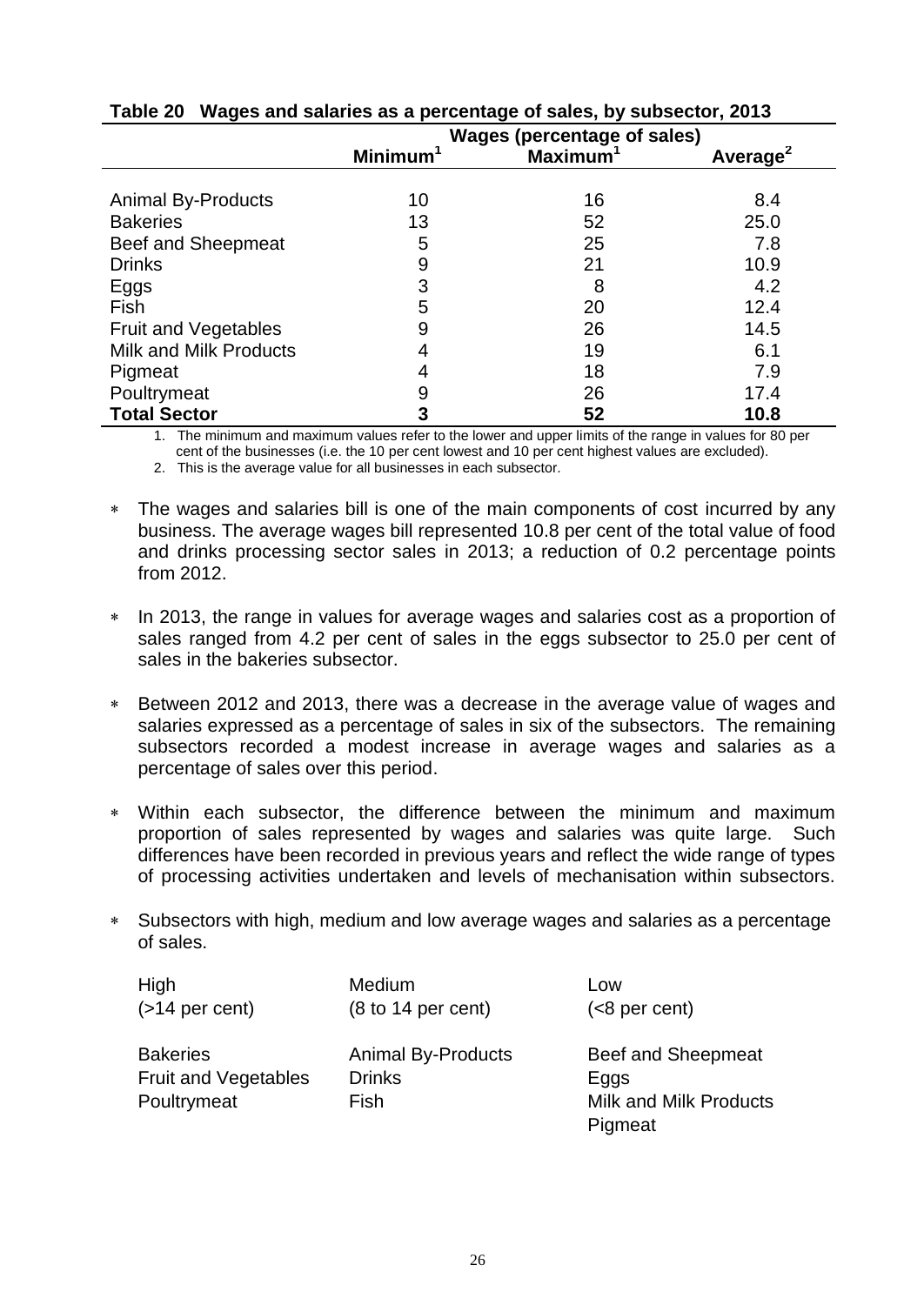**Table 20 Wages and salaries as a percentage of sales, by subsector, 2013**

| | Wages (percentage of sales) | | |
|---|---|---|---|
| | Minimum[1] | Maximum[1] | Average[2] |
| Animal By-Products | 10 | 16 | 8.4 |
| Bakeries | 13 | 52 | 25.0 |
| Beef and Sheepmeat | 5 | 25 | 7.8 |
| Drinks | 9 | 21 | 10.9 |
| Eggs | 3 | 8 | 4.2 |
| Fish | 5 | 20 | 12.4 |
| Fruit and Vegetables | 9 | 26 | 14.5 |
| Milk and Milk Products | 4 | 19 | 6.1 |
| Pigmeat | 4 | 18 | 7.9 |
| Poultrymeat | 9 | 26 | 17.4 |
| **Total Sector** | **3** | **52** | **10.8** |

1. The minimum and maximum values refer to the lower and upper limits of the range in values for 80 per cent of the businesses (i.e. the 10 per cent lowest and 10 per cent highest values are excluded).
2. This is the average value for all businesses in each subsector.

- The wages and salaries bill is one of the main components of cost incurred by any business. The average wages bill represented 10.8 per cent of the total value of food and drinks processing sector sales in 2013; a reduction of 0.2 percentage points from 2012.

- In 2013, the range in values for average wages and salaries cost as a proportion of sales ranged from 4.2 per cent of sales in the eggs subsector to 25.0 per cent of sales in the bakeries subsector.

- Between 2012 and 2013, there was a decrease in the average value of wages and salaries expressed as a percentage of sales in six of the subsectors. The remaining subsectors recorded a modest increase in average wages and salaries as a percentage of sales over this period.

- Within each subsector, the difference between the minimum and maximum proportion of sales represented by wages and salaries was quite large. Such differences have been recorded in previous years and reflect the wide range of types of processing activities undertaken and levels of mechanisation within subsectors.

- Subsectors with high, medium and low average wages and salaries as a percentage of sales.

| High (>14 per cent) | Medium (8 to 14 per cent) | Low (<8 per cent) |
|---|---|---|
| Bakeries | Animal By-Products | Beef and Sheepmeat |
| Fruit and Vegetables | Drinks | Eggs |
| Poultrymeat | Fish | Milk and Milk Products |
| | | Pigmeat |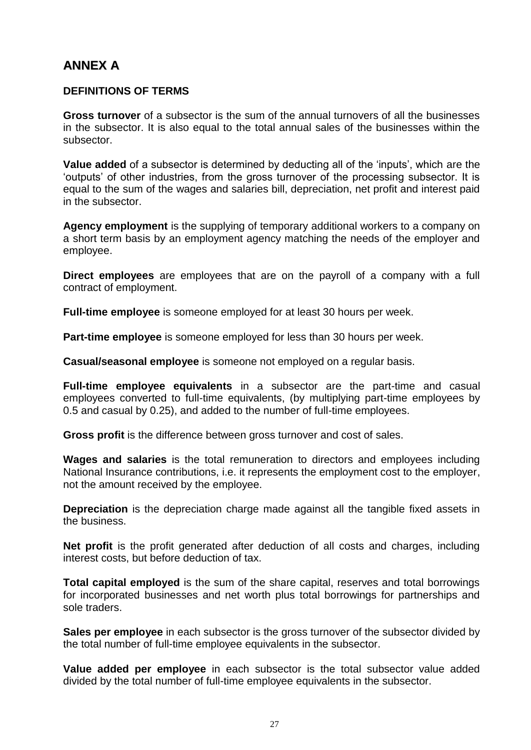## ANNEX A

### DEFINITIONS OF TERMS

**Gross turnover** of a subsector is the sum of the annual turnovers of all the businesses in the subsector. It is also equal to the total annual sales of the businesses within the subsector.

**Value added** of a subsector is determined by deducting all of the 'inputs', which are the 'outputs' of other industries, from the gross turnover of the processing subsector. It is equal to the sum of the wages and salaries bill, depreciation, net profit and interest paid in the subsector.

**Agency employment** is the supplying of temporary additional workers to a company on a short term basis by an employment agency matching the needs of the employer and employee.

**Direct employees** are employees that are on the payroll of a company with a full contract of employment.

**Full-time employee** is someone employed for at least 30 hours per week.

**Part-time employee** is someone employed for less than 30 hours per week.

**Casual/seasonal employee** is someone not employed on a regular basis.

**Full-time employee equivalents** in a subsector are the part-time and casual employees converted to full-time equivalents, (by multiplying part-time employees by 0.5 and casual by 0.25), and added to the number of full-time employees.

**Gross profit** is the difference between gross turnover and cost of sales.

**Wages and salaries** is the total remuneration to directors and employees including National Insurance contributions, i.e. it represents the employment cost to the employer, not the amount received by the employee.

**Depreciation** is the depreciation charge made against all the tangible fixed assets in the business.

**Net profit** is the profit generated after deduction of all costs and charges, including interest costs, but before deduction of tax.

**Total capital employed** is the sum of the share capital, reserves and total borrowings for incorporated businesses and net worth plus total borrowings for partnerships and sole traders.

**Sales per employee** in each subsector is the gross turnover of the subsector divided by the total number of full-time employee equivalents in the subsector.

**Value added per employee** in each subsector is the total subsector value added divided by the total number of full-time employee equivalents in the subsector.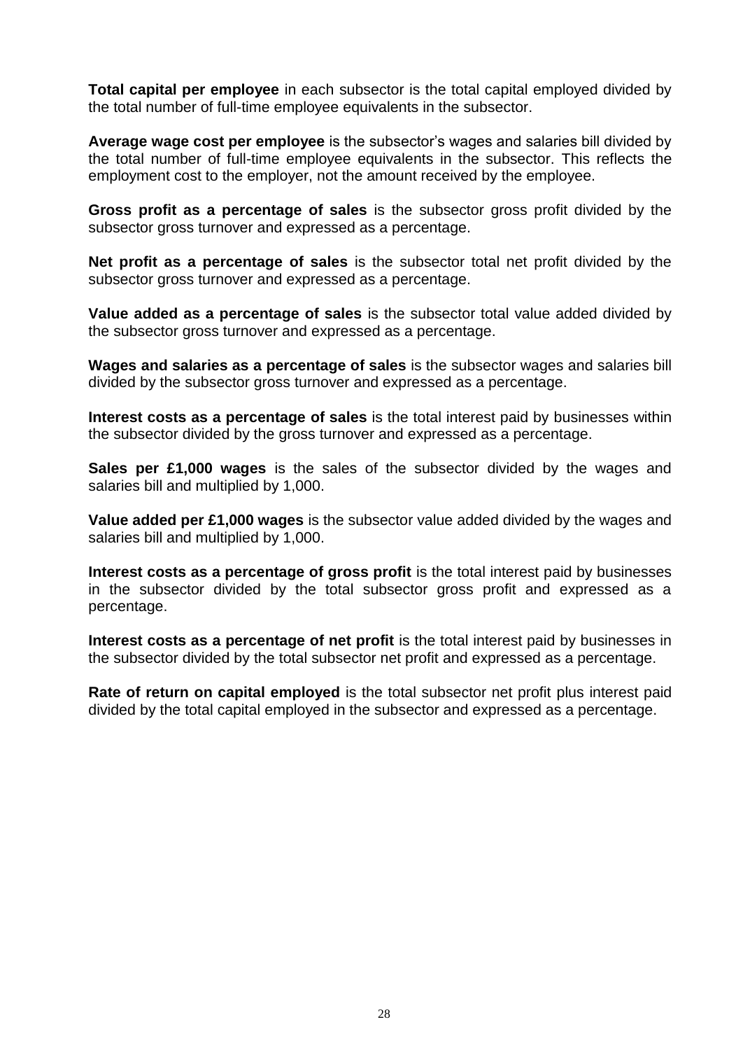**Total capital per employee** in each subsector is the total capital employed divided by the total number of full-time employee equivalents in the subsector.

**Average wage cost per employee** is the subsector's wages and salaries bill divided by the total number of full-time employee equivalents in the subsector. This reflects the employment cost to the employer, not the amount received by the employee.

**Gross profit as a percentage of sales** is the subsector gross profit divided by the subsector gross turnover and expressed as a percentage.

**Net profit as a percentage of sales** is the subsector total net profit divided by the subsector gross turnover and expressed as a percentage.

**Value added as a percentage of sales** is the subsector total value added divided by the subsector gross turnover and expressed as a percentage.

**Wages and salaries as a percentage of sales** is the subsector wages and salaries bill divided by the subsector gross turnover and expressed as a percentage.

**Interest costs as a percentage of sales** is the total interest paid by businesses within the subsector divided by the gross turnover and expressed as a percentage.

**Sales per £1,000 wages** is the sales of the subsector divided by the wages and salaries bill and multiplied by 1,000.

**Value added per £1,000 wages** is the subsector value added divided by the wages and salaries bill and multiplied by 1,000.

**Interest costs as a percentage of gross profit** is the total interest paid by businesses in the subsector divided by the total subsector gross profit and expressed as a percentage.

**Interest costs as a percentage of net profit** is the total interest paid by businesses in the subsector divided by the total subsector net profit and expressed as a percentage.

**Rate of return on capital employed** is the total subsector net profit plus interest paid divided by the total capital employed in the subsector and expressed as a percentage.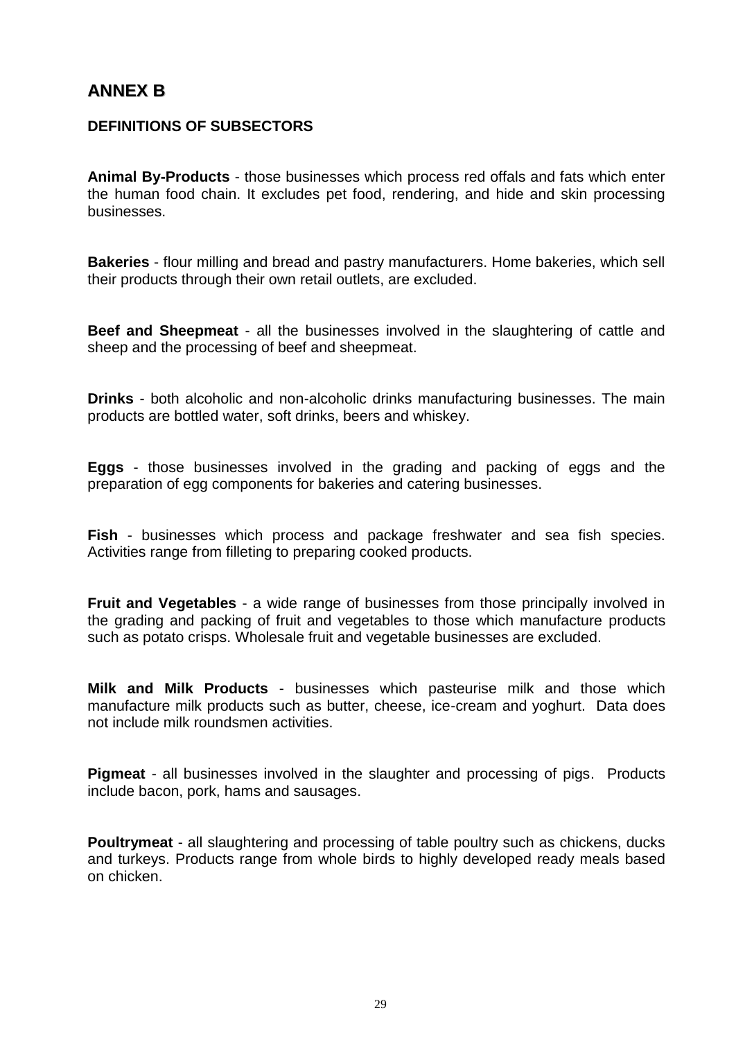# ANNEX B

## DEFINITIONS OF SUBSECTORS

**Animal By-Products** - those businesses which process red offals and fats which enter the human food chain. It excludes pet food, rendering, and hide and skin processing businesses.

**Bakeries** - flour milling and bread and pastry manufacturers. Home bakeries, which sell their products through their own retail outlets, are excluded.

**Beef and Sheepmeat** - all the businesses involved in the slaughtering of cattle and sheep and the processing of beef and sheepmeat.

**Drinks** - both alcoholic and non-alcoholic drinks manufacturing businesses. The main products are bottled water, soft drinks, beers and whiskey.

**Eggs** - those businesses involved in the grading and packing of eggs and the preparation of egg components for bakeries and catering businesses.

**Fish** - businesses which process and package freshwater and sea fish species. Activities range from filleting to preparing cooked products.

**Fruit and Vegetables** - a wide range of businesses from those principally involved in the grading and packing of fruit and vegetables to those which manufacture products such as potato crisps. Wholesale fruit and vegetable businesses are excluded.

**Milk and Milk Products** - businesses which pasteurise milk and those which manufacture milk products such as butter, cheese, ice-cream and yoghurt. Data does not include milk roundsmen activities.

**Pigmeat** - all businesses involved in the slaughter and processing of pigs. Products include bacon, pork, hams and sausages.

**Poultrymeat** - all slaughtering and processing of table poultry such as chickens, ducks and turkeys. Products range from whole birds to highly developed ready meals based on chicken.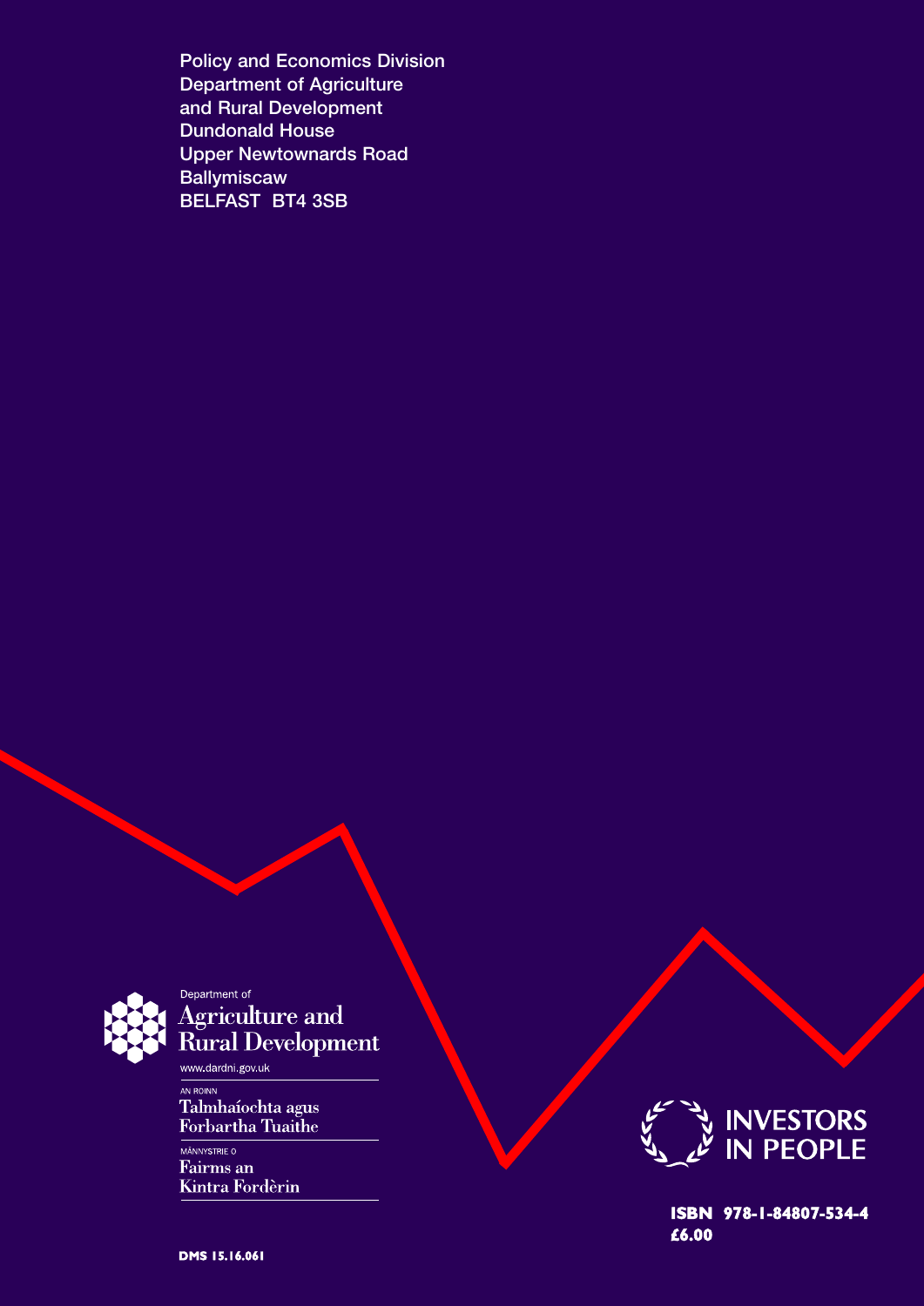Policy and Economics Division
Department of Agriculture
and Rural Development
Dundonald House
Upper Newtownards Road
Ballymiscaw
BELFAST BT4 3SB

Department of
Agriculture and
Rural Development

www.dardni.gov.uk

AN ROINN
Talmhaíochta agus
Forbartha Tuaithe

MÄNNYSTRIE O
Fairms an
Kintra Fordèrin

INVESTORS IN PEOPLE

**ISBN 978-1-84807-534-4**
**£6.00**

**DMS 15.16.061**